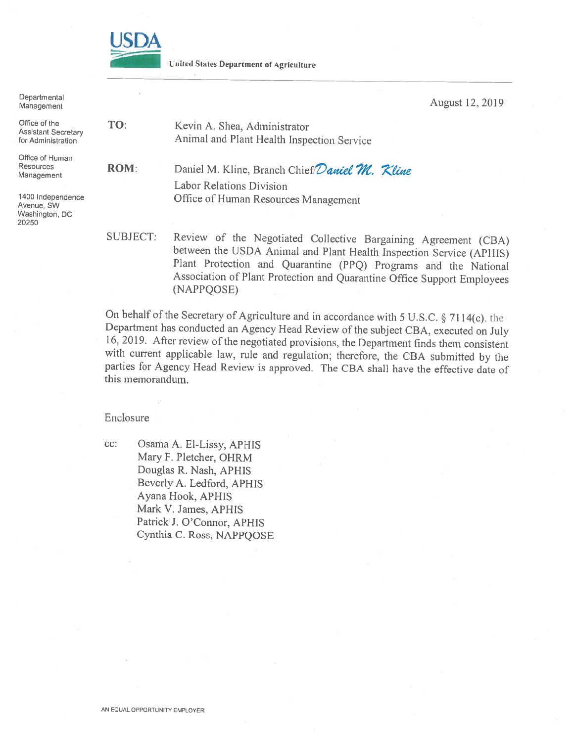USDA

United States Department of Agriculture

Departmental Management

Office of the Assistant Secretary for Administration

Office of Human Resources Management

1400 Independence Avenue, SW
Washington, DC 20250

August 12, 2019

**TO**: Kevin A. Shea, Administrator
Animal and Plant Health Inspection Service

**ROM**: Daniel M. Kline, Branch Chief/*Daniel M. Kline*
Labor Relations Division
Office of Human Resources Management

SUBJECT: Review of the Negotiated Collective Bargaining Agreement (CBA) between the USDA Animal and Plant Health Inspection Service (APHIS) Plant Protection and Quarantine (PPQ) Programs and the National Association of Plant Protection and Quarantine Office Support Employees (NAPPQOSE)

On behalf of the Secretary of Agriculture and in accordance with 5 U.S.C. § 7114(c), the Department has conducted an Agency Head Review of the subject CBA, executed on July 16, 2019. After review of the negotiated provisions, the Department finds them consistent with current applicable law, rule and regulation; therefore, the CBA submitted by the parties for Agency Head Review is approved. The CBA shall have the effective date of this memorandum.

Enclosure

cc: Osama A. El-Lissy, APHIS
Mary F. Pletcher, OHRM
Douglas R. Nash, APHIS
Beverly A. Ledford, APHIS
Ayana Hook, APHIS
Mark V. James, APHIS
Patrick J. O'Connor, APHIS
Cynthia C. Ross, NAPPQOSE

AN EQUAL OPPORTUNITY EMPLOYER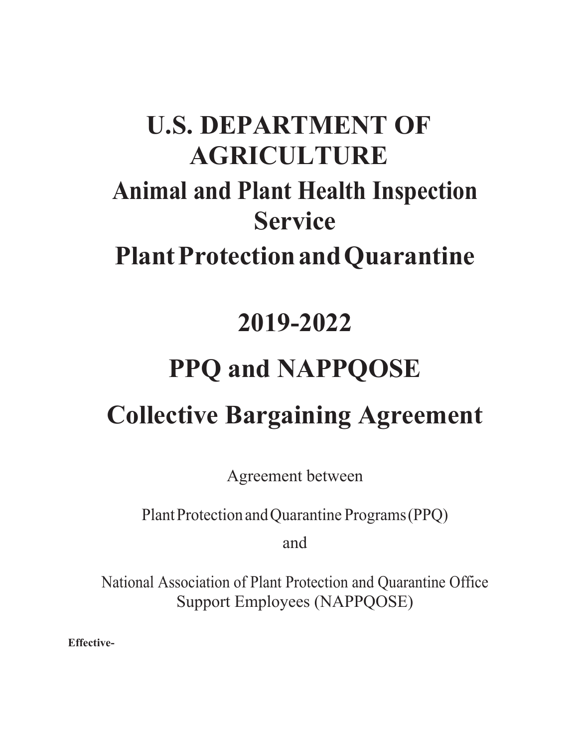# U.S. DEPARTMENT OF AGRICULTURE

## Animal and Plant Health Inspection Service

## Plant Protection and Quarantine

# 2019-2022

# PPQ and NAPPQOSE

# Collective Bargaining Agreement

Agreement between

Plant Protection and Quarantine Programs (PPQ)

and

National Association of Plant Protection and Quarantine Office Support Employees (NAPPQOSE)

**Effective-**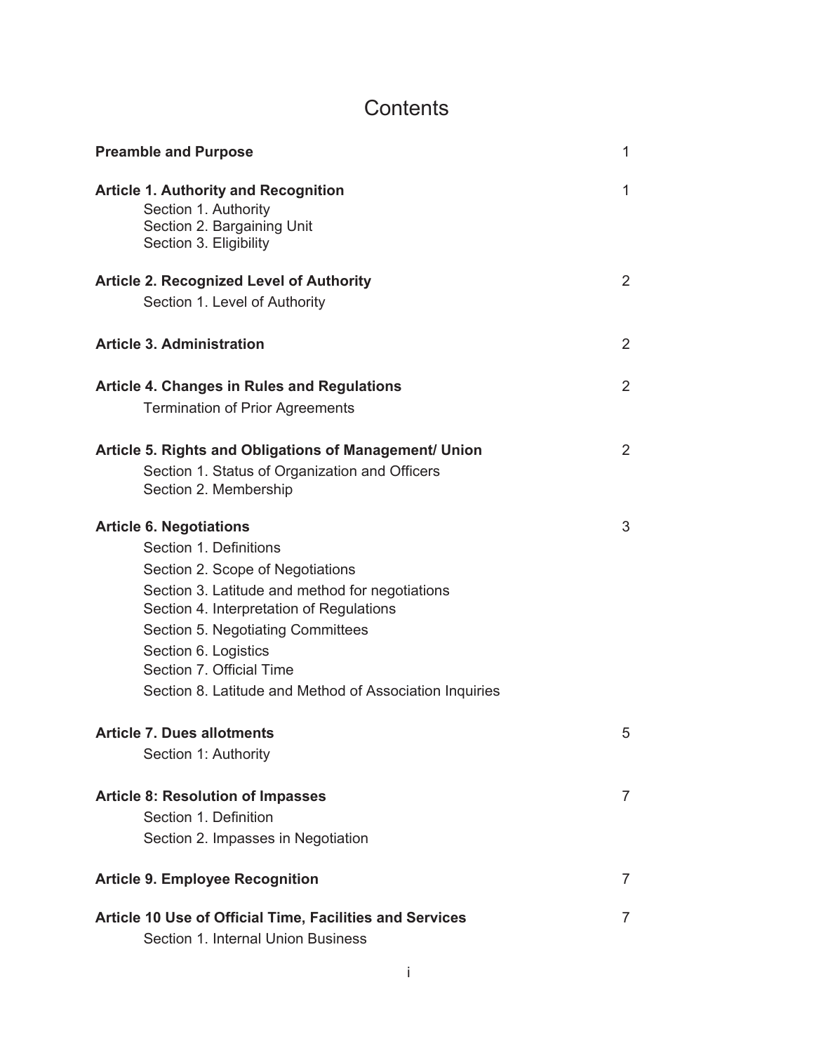# Contents

| | |
|---|---|
| **Preamble and Purpose** | 1 |
| **Article 1. Authority and Recognition** | 1 |
| Section 1. Authority | |
| Section 2. Bargaining Unit | |
| Section 3. Eligibility | |
| **Article 2. Recognized Level of Authority** | 2 |
| Section 1. Level of Authority | |
| **Article 3. Administration** | 2 |
| **Article 4. Changes in Rules and Regulations** | 2 |
| Termination of Prior Agreements | |
| **Article 5. Rights and Obligations of Management/ Union** | 2 |
| Section 1. Status of Organization and Officers | |
| Section 2. Membership | |
| **Article 6. Negotiations** | 3 |
| Section 1. Definitions | |
| Section 2. Scope of Negotiations | |
| Section 3. Latitude and method for negotiations | |
| Section 4. Interpretation of Regulations | |
| Section 5. Negotiating Committees | |
| Section 6. Logistics | |
| Section 7. Official Time | |
| Section 8. Latitude and Method of Association Inquiries | |
| **Article 7. Dues allotments** | 5 |
| Section 1: Authority | |
| **Article 8: Resolution of Impasses** | 7 |
| Section 1. Definition | |
| Section 2. Impasses in Negotiation | |
| **Article 9. Employee Recognition** | 7 |
| **Article 10 Use of Official Time, Facilities and Services** | 7 |
| Section 1. Internal Union Business | |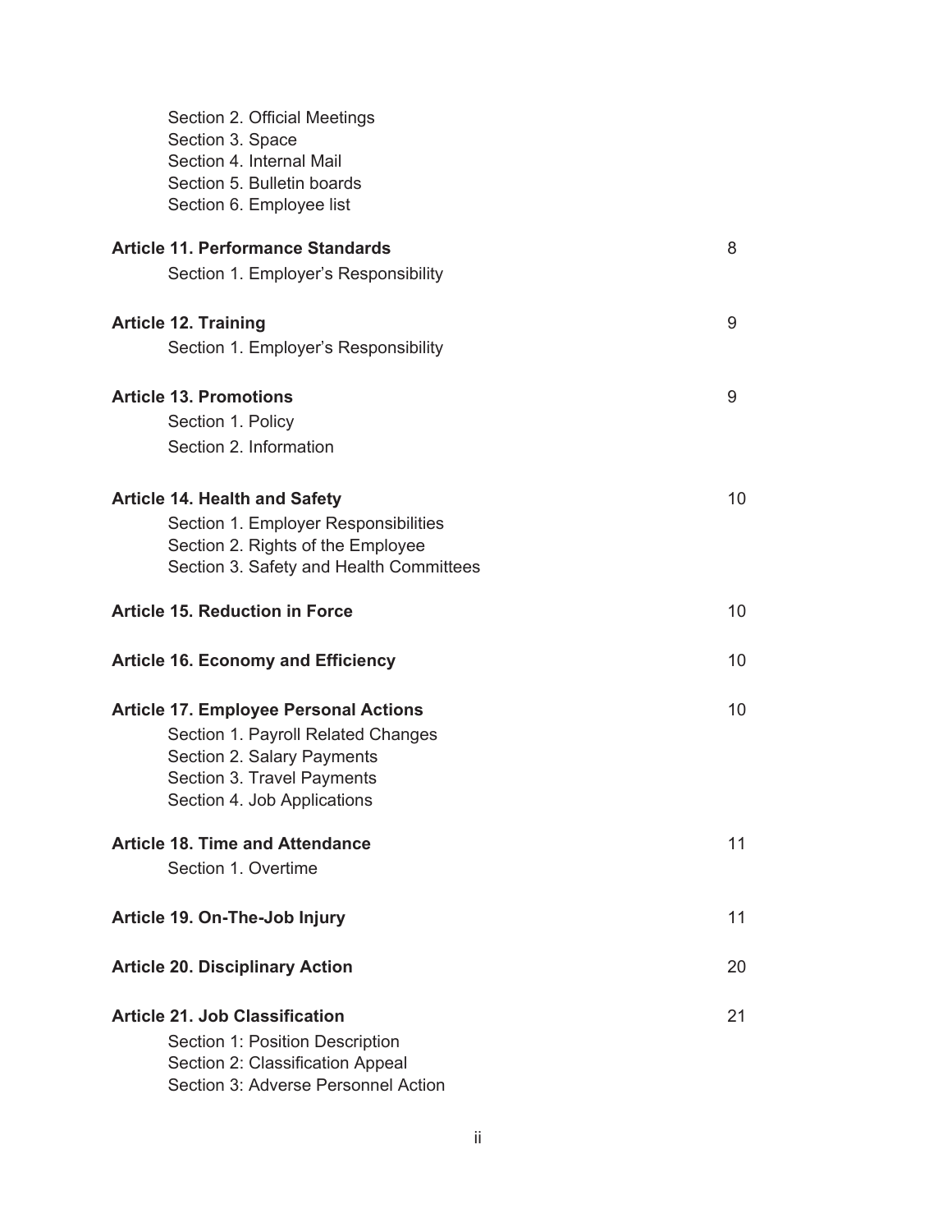Section 2. Official Meetings
Section 3. Space
Section 4. Internal Mail
Section 5. Bulletin boards
Section 6. Employee list

**Article 11. Performance Standards** 8

Section 1. Employer's Responsibility

**Article 12. Training** 9

Section 1. Employer's Responsibility

**Article 13. Promotions** 9

Section 1. Policy
Section 2. Information

**Article 14. Health and Safety** 10

Section 1. Employer Responsibilities
Section 2. Rights of the Employee
Section 3. Safety and Health Committees

**Article 15. Reduction in Force** 10

**Article 16. Economy and Efficiency** 10

**Article 17. Employee Personal Actions** 10

Section 1. Payroll Related Changes
Section 2. Salary Payments
Section 3. Travel Payments
Section 4. Job Applications

**Article 18. Time and Attendance** 11

Section 1. Overtime

**Article 19. On-The-Job Injury** 11

**Article 20. Disciplinary Action** 20

**Article 21. Job Classification** 21

Section 1: Position Description
Section 2: Classification Appeal
Section 3: Adverse Personnel Action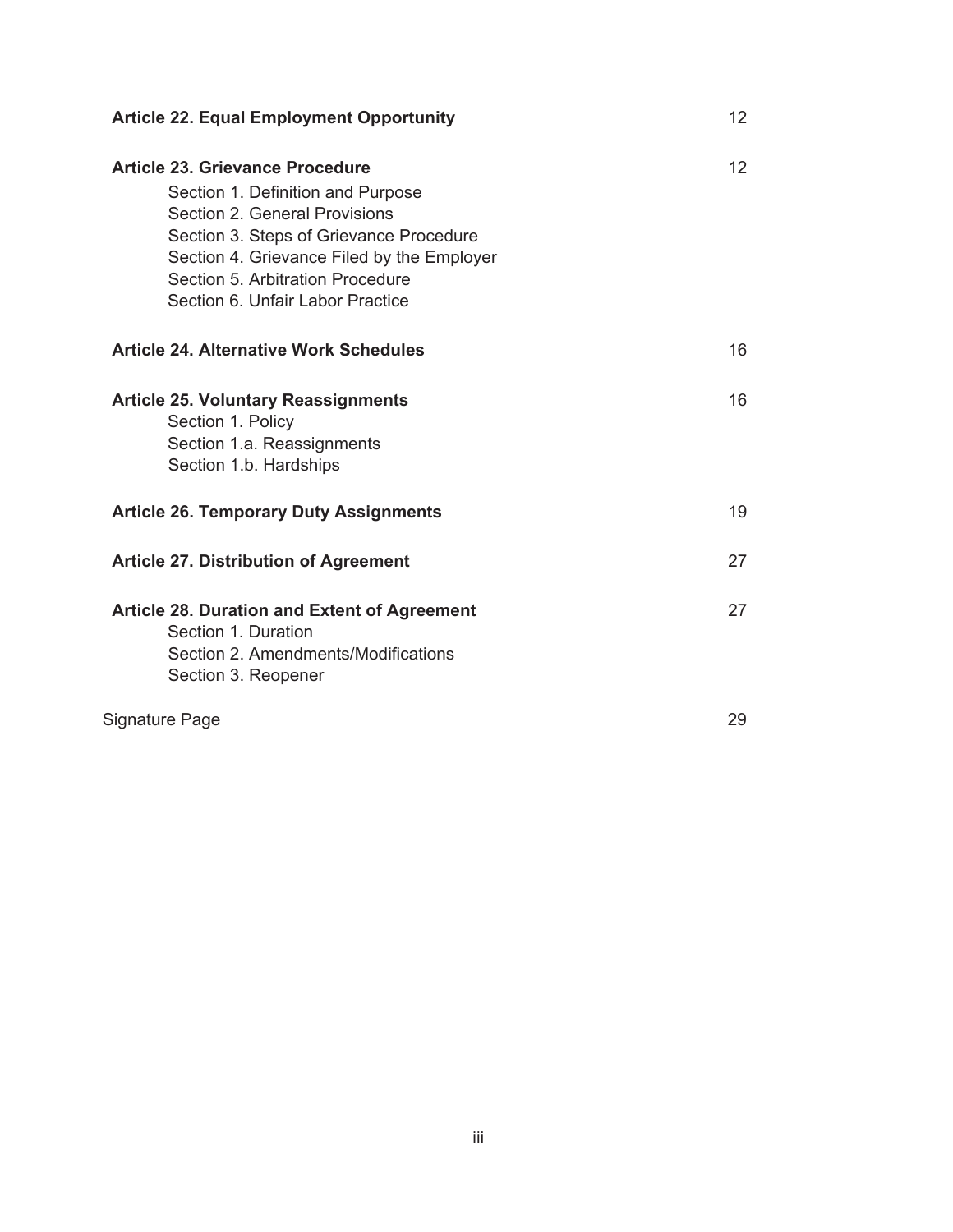**Article 22. Equal Employment Opportunity** 12

**Article 23. Grievance Procedure** 12

- Section 1. Definition and Purpose
- Section 2. General Provisions
- Section 3. Steps of Grievance Procedure
- Section 4. Grievance Filed by the Employer
- Section 5. Arbitration Procedure
- Section 6. Unfair Labor Practice

**Article 24. Alternative Work Schedules** 16

**Article 25. Voluntary Reassignments** 16

- Section 1. Policy
- Section 1.a. Reassignments
- Section 1.b. Hardships

**Article 26. Temporary Duty Assignments** 19

**Article 27. Distribution of Agreement** 27

**Article 28. Duration and Extent of Agreement** 27

- Section 1. Duration
- Section 2. Amendments/Modifications
- Section 3. Reopener

Signature Page 29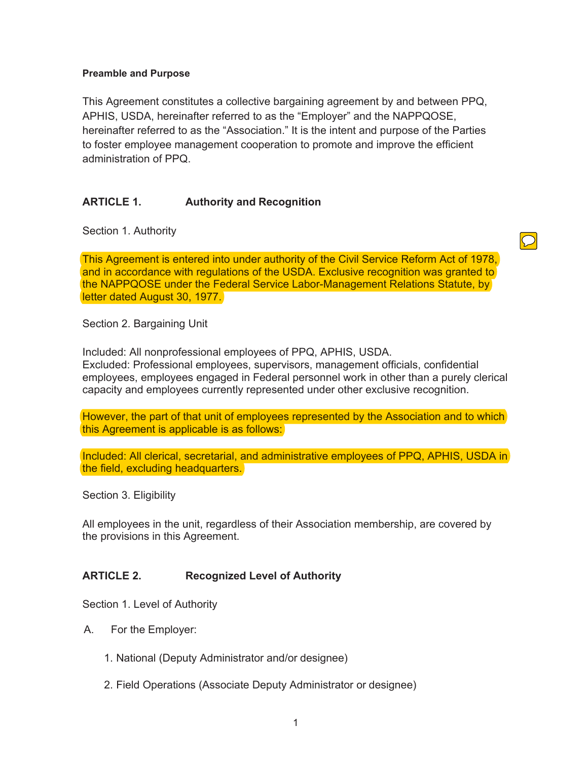**Preamble and Purpose**

This Agreement constitutes a collective bargaining agreement by and between PPQ, APHIS, USDA, hereinafter referred to as the "Employer" and the NAPPQOSE, hereinafter referred to as the "Association." It is the intent and purpose of the Parties to foster employee management cooperation to promote and improve the efficient administration of PPQ.

## ARTICLE 1. Authority and Recognition

Section 1. Authority

This Agreement is entered into under authority of the Civil Service Reform Act of 1978, and in accordance with regulations of the USDA. Exclusive recognition was granted to the NAPPQOSE under the Federal Service Labor-Management Relations Statute, by letter dated August 30, 1977.

Section 2. Bargaining Unit

Included: All nonprofessional employees of PPQ, APHIS, USDA.
Excluded: Professional employees, supervisors, management officials, confidential employees, employees engaged in Federal personnel work in other than a purely clerical capacity and employees currently represented under other exclusive recognition.

However, the part of that unit of employees represented by the Association and to which this Agreement is applicable is as follows:

Included: All clerical, secretarial, and administrative employees of PPQ, APHIS, USDA in the field, excluding headquarters.

Section 3. Eligibility

All employees in the unit, regardless of their Association membership, are covered by the provisions in this Agreement.

## ARTICLE 2. Recognized Level of Authority

Section 1. Level of Authority

A. For the Employer:

1. National (Deputy Administrator and/or designee)

2. Field Operations (Associate Deputy Administrator or designee)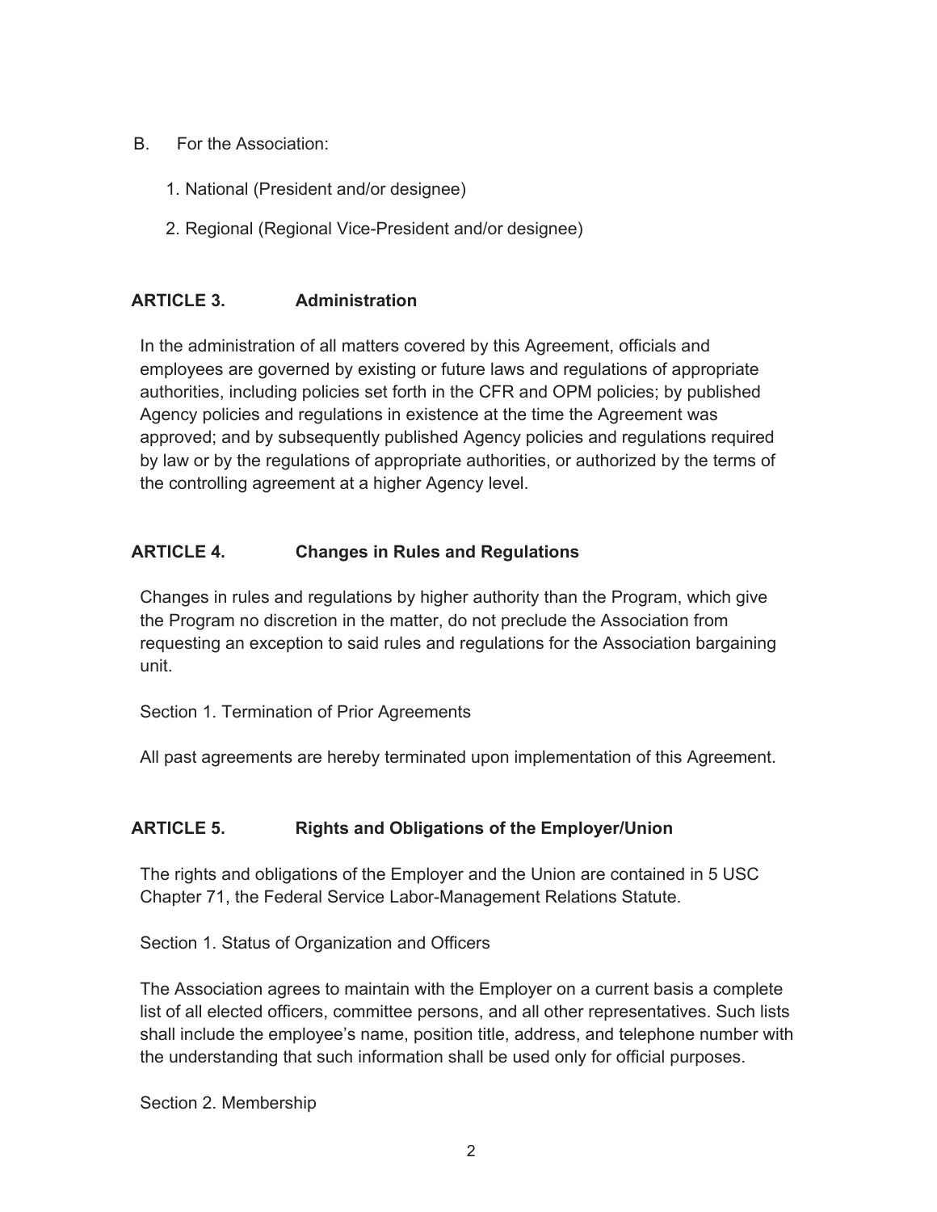B. For the Association:

1. National (President and/or designee)
2. Regional (Regional Vice-President and/or designee)

## ARTICLE 3. Administration

In the administration of all matters covered by this Agreement, officials and employees are governed by existing or future laws and regulations of appropriate authorities, including policies set forth in the CFR and OPM policies; by published Agency policies and regulations in existence at the time the Agreement was approved; and by subsequently published Agency policies and regulations required by law or by the regulations of appropriate authorities, or authorized by the terms of the controlling agreement at a higher Agency level.

## ARTICLE 4. Changes in Rules and Regulations

Changes in rules and regulations by higher authority than the Program, which give the Program no discretion in the matter, do not preclude the Association from requesting an exception to said rules and regulations for the Association bargaining unit.

Section 1. Termination of Prior Agreements

All past agreements are hereby terminated upon implementation of this Agreement.

## ARTICLE 5. Rights and Obligations of the Employer/Union

The rights and obligations of the Employer and the Union are contained in 5 USC Chapter 71, the Federal Service Labor-Management Relations Statute.

Section 1. Status of Organization and Officers

The Association agrees to maintain with the Employer on a current basis a complete list of all elected officers, committee persons, and all other representatives. Such lists shall include the employee's name, position title, address, and telephone number with the understanding that such information shall be used only for official purposes.

Section 2. Membership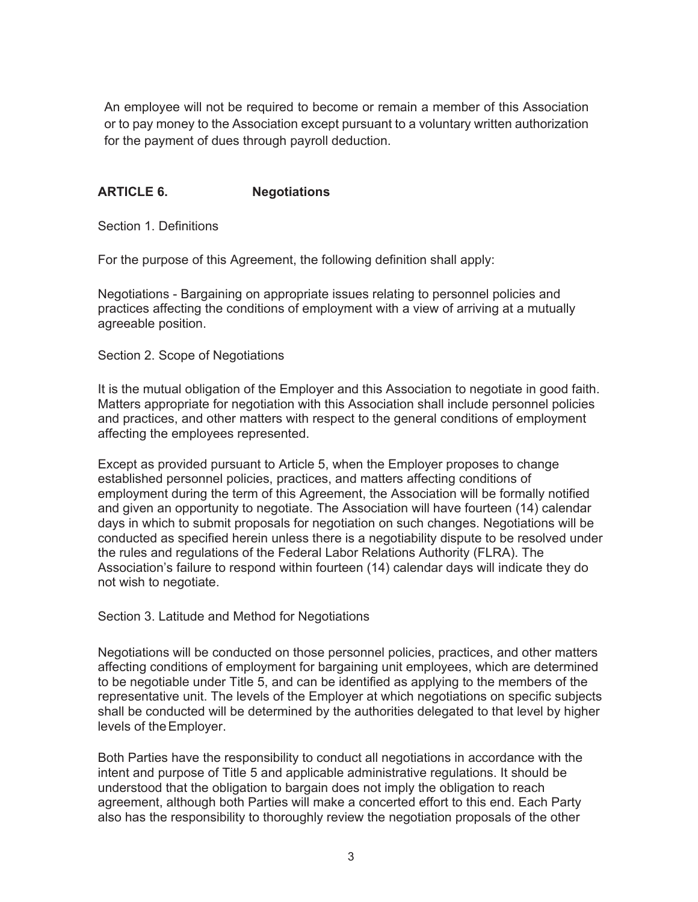An employee will not be required to become or remain a member of this Association or to pay money to the Association except pursuant to a voluntary written authorization for the payment of dues through payroll deduction.

## ARTICLE 6. Negotiations

Section 1. Definitions

For the purpose of this Agreement, the following definition shall apply:

Negotiations - Bargaining on appropriate issues relating to personnel policies and practices affecting the conditions of employment with a view of arriving at a mutually agreeable position.

Section 2. Scope of Negotiations

It is the mutual obligation of the Employer and this Association to negotiate in good faith. Matters appropriate for negotiation with this Association shall include personnel policies and practices, and other matters with respect to the general conditions of employment affecting the employees represented.

Except as provided pursuant to Article 5, when the Employer proposes to change established personnel policies, practices, and matters affecting conditions of employment during the term of this Agreement, the Association will be formally notified and given an opportunity to negotiate. The Association will have fourteen (14) calendar days in which to submit proposals for negotiation on such changes. Negotiations will be conducted as specified herein unless there is a negotiability dispute to be resolved under the rules and regulations of the Federal Labor Relations Authority (FLRA). The Association's failure to respond within fourteen (14) calendar days will indicate they do not wish to negotiate.

Section 3. Latitude and Method for Negotiations

Negotiations will be conducted on those personnel policies, practices, and other matters affecting conditions of employment for bargaining unit employees, which are determined to be negotiable under Title 5, and can be identified as applying to the members of the representative unit. The levels of the Employer at which negotiations on specific subjects shall be conducted will be determined by the authorities delegated to that level by higher levels of the Employer.

Both Parties have the responsibility to conduct all negotiations in accordance with the intent and purpose of Title 5 and applicable administrative regulations. It should be understood that the obligation to bargain does not imply the obligation to reach agreement, although both Parties will make a concerted effort to this end. Each Party also has the responsibility to thoroughly review the negotiation proposals of the other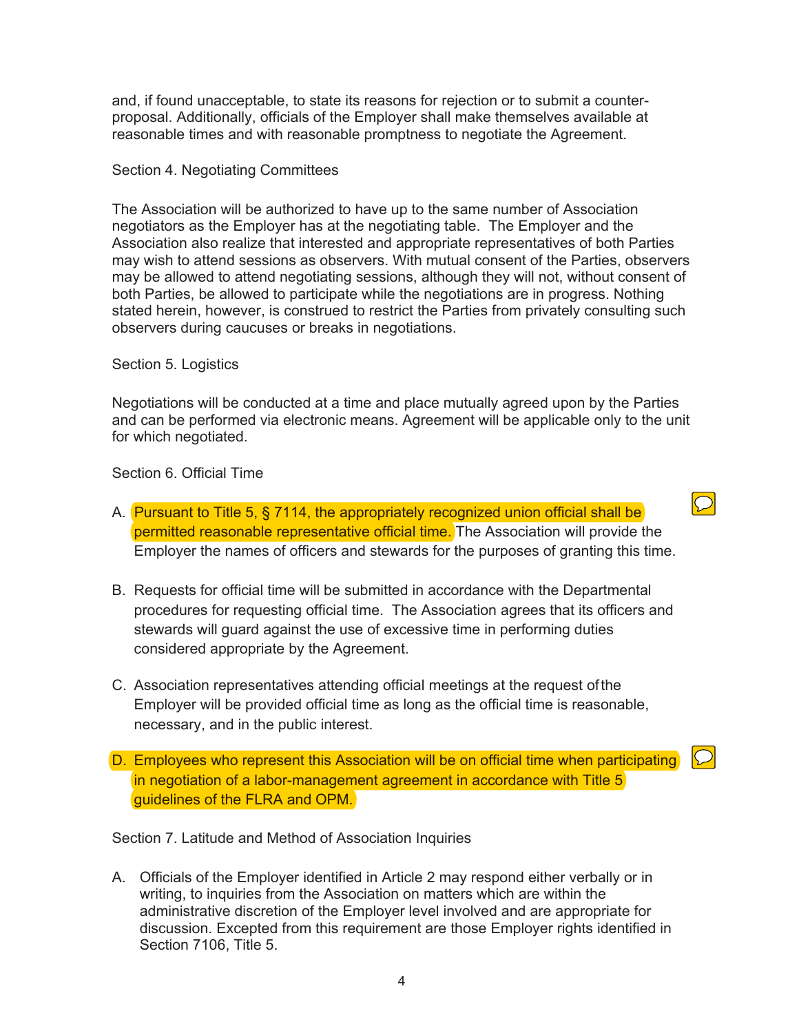and, if found unacceptable, to state its reasons for rejection or to submit a counter-proposal. Additionally, officials of the Employer shall make themselves available at reasonable times and with reasonable promptness to negotiate the Agreement.

Section 4. Negotiating Committees

The Association will be authorized to have up to the same number of Association negotiators as the Employer has at the negotiating table. The Employer and the Association also realize that interested and appropriate representatives of both Parties may wish to attend sessions as observers. With mutual consent of the Parties, observers may be allowed to attend negotiating sessions, although they will not, without consent of both Parties, be allowed to participate while the negotiations are in progress. Nothing stated herein, however, is construed to restrict the Parties from privately consulting such observers during caucuses or breaks in negotiations.

Section 5. Logistics

Negotiations will be conducted at a time and place mutually agreed upon by the Parties and can be performed via electronic means. Agreement will be applicable only to the unit for which negotiated.

Section 6. Official Time

A. Pursuant to Title 5, § 7114, the appropriately recognized union official shall be permitted reasonable representative official time. The Association will provide the Employer the names of officers and stewards for the purposes of granting this time.

B. Requests for official time will be submitted in accordance with the Departmental procedures for requesting official time. The Association agrees that its officers and stewards will guard against the use of excessive time in performing duties considered appropriate by the Agreement.

C. Association representatives attending official meetings at the request of the Employer will be provided official time as long as the official time is reasonable, necessary, and in the public interest.

D. Employees who represent this Association will be on official time when participating in negotiation of a labor-management agreement in accordance with Title 5 guidelines of the FLRA and OPM.

Section 7. Latitude and Method of Association Inquiries

A. Officials of the Employer identified in Article 2 may respond either verbally or in writing, to inquiries from the Association on matters which are within the administrative discretion of the Employer level involved and are appropriate for discussion. Excepted from this requirement are those Employer rights identified in Section 7106, Title 5.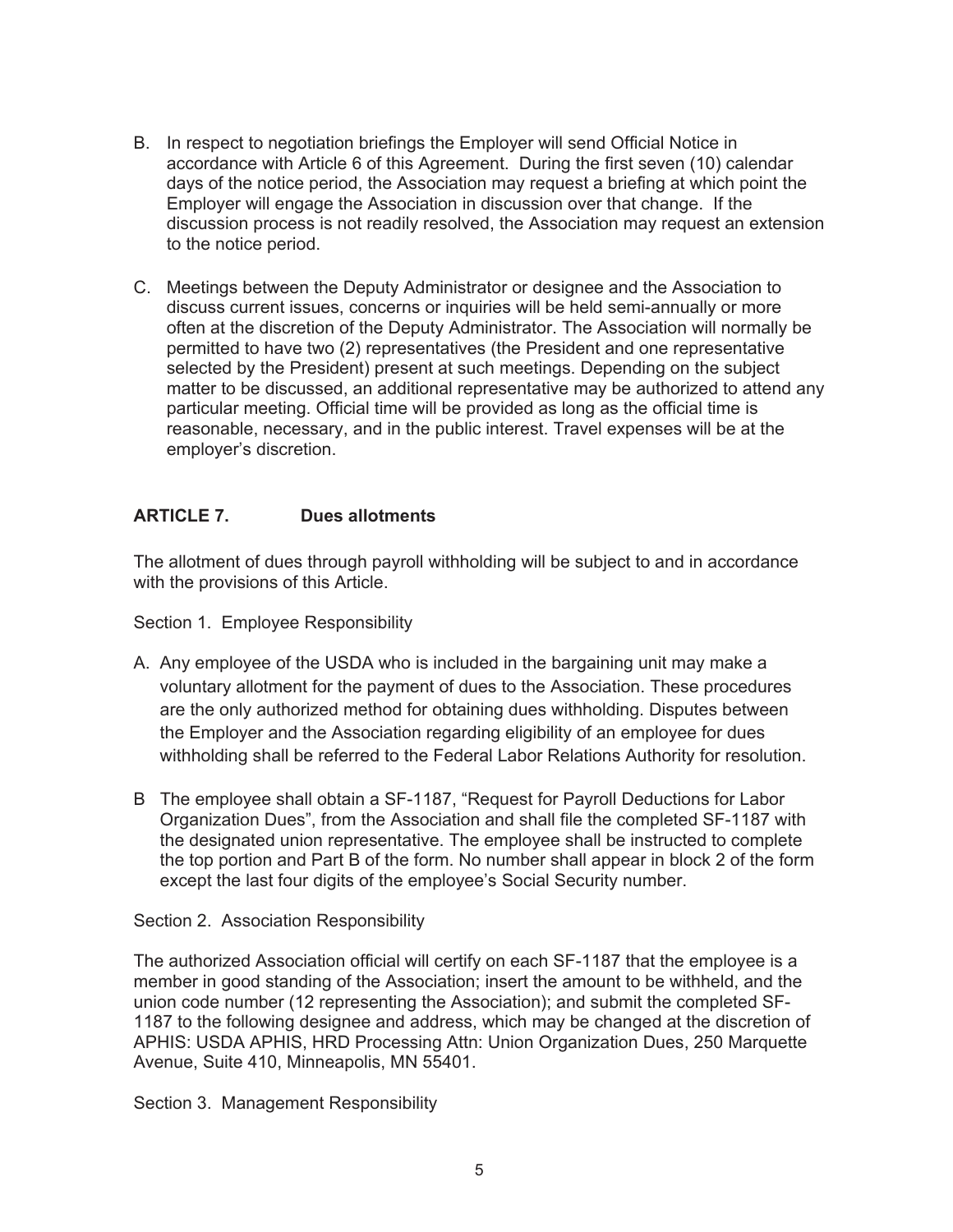B. In respect to negotiation briefings the Employer will send Official Notice in accordance with Article 6 of this Agreement. During the first seven (10) calendar days of the notice period, the Association may request a briefing at which point the Employer will engage the Association in discussion over that change. If the discussion process is not readily resolved, the Association may request an extension to the notice period.

C. Meetings between the Deputy Administrator or designee and the Association to discuss current issues, concerns or inquiries will be held semi-annually or more often at the discretion of the Deputy Administrator. The Association will normally be permitted to have two (2) representatives (the President and one representative selected by the President) present at such meetings. Depending on the subject matter to be discussed, an additional representative may be authorized to attend any particular meeting. Official time will be provided as long as the official time is reasonable, necessary, and in the public interest. Travel expenses will be at the employer's discretion.

## ARTICLE 7. Dues allotments

The allotment of dues through payroll withholding will be subject to and in accordance with the provisions of this Article.

Section 1. Employee Responsibility

A. Any employee of the USDA who is included in the bargaining unit may make a voluntary allotment for the payment of dues to the Association. These procedures are the only authorized method for obtaining dues withholding. Disputes between the Employer and the Association regarding eligibility of an employee for dues withholding shall be referred to the Federal Labor Relations Authority for resolution.

B The employee shall obtain a SF-1187, "Request for Payroll Deductions for Labor Organization Dues", from the Association and shall file the completed SF-1187 with the designated union representative. The employee shall be instructed to complete the top portion and Part B of the form. No number shall appear in block 2 of the form except the last four digits of the employee's Social Security number.

Section 2. Association Responsibility

The authorized Association official will certify on each SF-1187 that the employee is a member in good standing of the Association; insert the amount to be withheld, and the union code number (12 representing the Association); and submit the completed SF-1187 to the following designee and address, which may be changed at the discretion of APHIS: USDA APHIS, HRD Processing Attn: Union Organization Dues, 250 Marquette Avenue, Suite 410, Minneapolis, MN 55401.

Section 3. Management Responsibility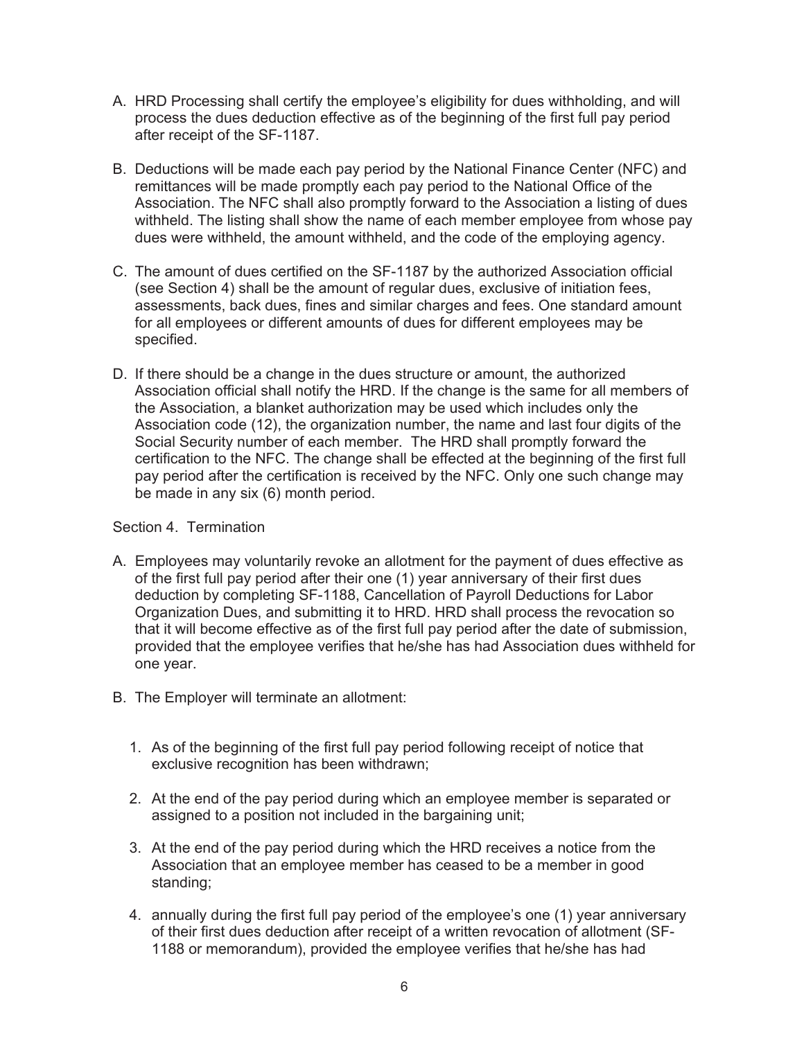A. HRD Processing shall certify the employee's eligibility for dues withholding, and will process the dues deduction effective as of the beginning of the first full pay period after receipt of the SF-1187.

B. Deductions will be made each pay period by the National Finance Center (NFC) and remittances will be made promptly each pay period to the National Office of the Association. The NFC shall also promptly forward to the Association a listing of dues withheld. The listing shall show the name of each member employee from whose pay dues were withheld, the amount withheld, and the code of the employing agency.

C. The amount of dues certified on the SF-1187 by the authorized Association official (see Section 4) shall be the amount of regular dues, exclusive of initiation fees, assessments, back dues, fines and similar charges and fees. One standard amount for all employees or different amounts of dues for different employees may be specified.

D. If there should be a change in the dues structure or amount, the authorized Association official shall notify the HRD. If the change is the same for all members of the Association, a blanket authorization may be used which includes only the Association code (12), the organization number, the name and last four digits of the Social Security number of each member. The HRD shall promptly forward the certification to the NFC. The change shall be effected at the beginning of the first full pay period after the certification is received by the NFC. Only one such change may be made in any six (6) month period.

Section 4. Termination

A. Employees may voluntarily revoke an allotment for the payment of dues effective as of the first full pay period after their one (1) year anniversary of their first dues deduction by completing SF-1188, Cancellation of Payroll Deductions for Labor Organization Dues, and submitting it to HRD. HRD shall process the revocation so that it will become effective as of the first full pay period after the date of submission, provided that the employee verifies that he/she has had Association dues withheld for one year.

B. The Employer will terminate an allotment:

   1. As of the beginning of the first full pay period following receipt of notice that exclusive recognition has been withdrawn;

   2. At the end of the pay period during which an employee member is separated or assigned to a position not included in the bargaining unit;

   3. At the end of the pay period during which the HRD receives a notice from the Association that an employee member has ceased to be a member in good standing;

   4. annually during the first full pay period of the employee's one (1) year anniversary of their first dues deduction after receipt of a written revocation of allotment (SF-1188 or memorandum), provided the employee verifies that he/she has had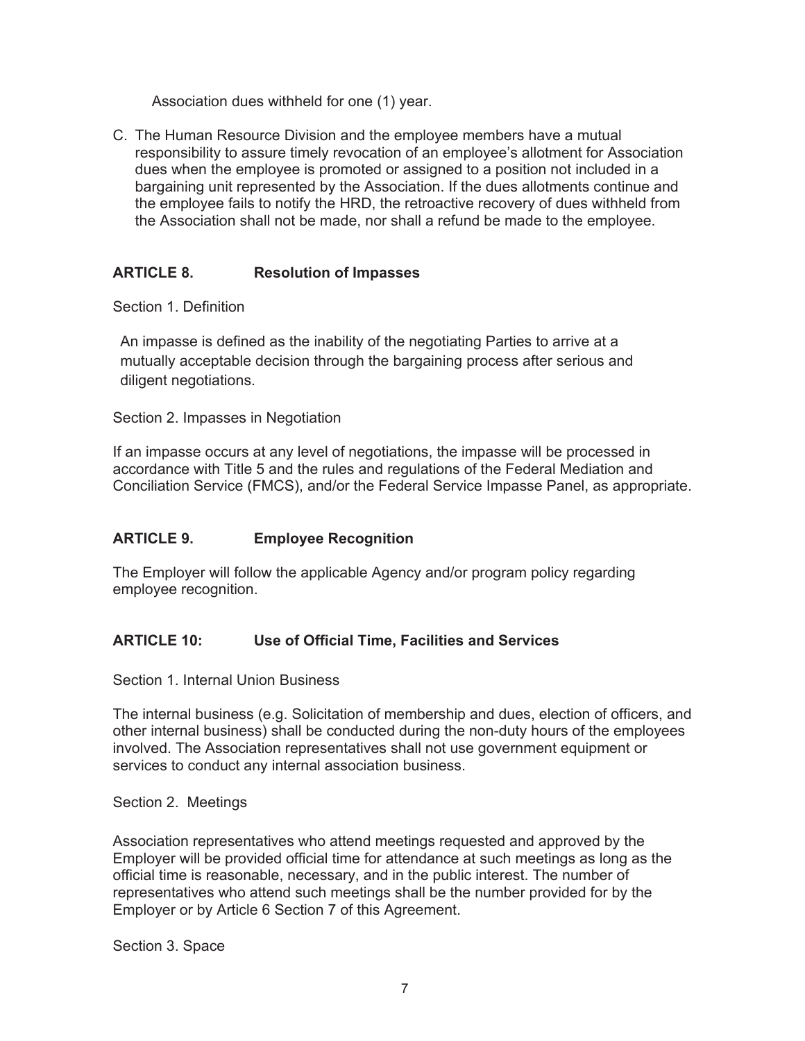Association dues withheld for one (1) year.

C. The Human Resource Division and the employee members have a mutual responsibility to assure timely revocation of an employee's allotment for Association dues when the employee is promoted or assigned to a position not included in a bargaining unit represented by the Association. If the dues allotments continue and the employee fails to notify the HRD, the retroactive recovery of dues withheld from the Association shall not be made, nor shall a refund be made to the employee.

## ARTICLE 8. Resolution of Impasses

Section 1. Definition

An impasse is defined as the inability of the negotiating Parties to arrive at a mutually acceptable decision through the bargaining process after serious and diligent negotiations.

Section 2. Impasses in Negotiation

If an impasse occurs at any level of negotiations, the impasse will be processed in accordance with Title 5 and the rules and regulations of the Federal Mediation and Conciliation Service (FMCS), and/or the Federal Service Impasse Panel, as appropriate.

## ARTICLE 9. Employee Recognition

The Employer will follow the applicable Agency and/or program policy regarding employee recognition.

## ARTICLE 10: Use of Official Time, Facilities and Services

Section 1. Internal Union Business

The internal business (e.g. Solicitation of membership and dues, election of officers, and other internal business) shall be conducted during the non-duty hours of the employees involved. The Association representatives shall not use government equipment or services to conduct any internal association business.

Section 2. Meetings

Association representatives who attend meetings requested and approved by the Employer will be provided official time for attendance at such meetings as long as the official time is reasonable, necessary, and in the public interest. The number of representatives who attend such meetings shall be the number provided for by the Employer or by Article 6 Section 7 of this Agreement.

Section 3. Space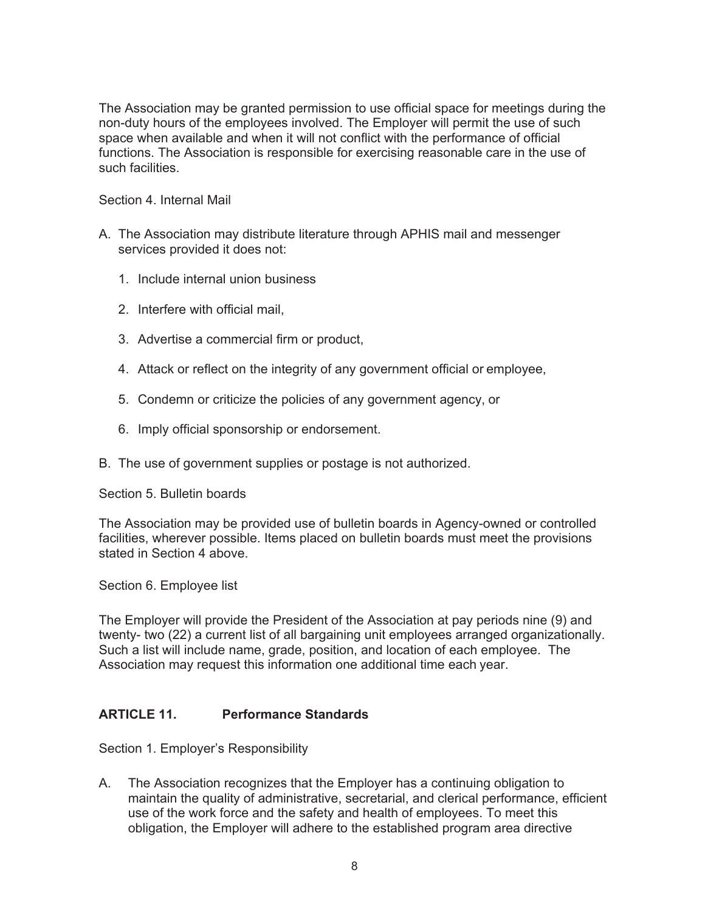The Association may be granted permission to use official space for meetings during the non-duty hours of the employees involved. The Employer will permit the use of such space when available and when it will not conflict with the performance of official functions. The Association is responsible for exercising reasonable care in the use of such facilities.

Section 4. Internal Mail

A. The Association may distribute literature through APHIS mail and messenger services provided it does not:

   1. Include internal union business

   2. Interfere with official mail,

   3. Advertise a commercial firm or product,

   4. Attack or reflect on the integrity of any government official or employee,

   5. Condemn or criticize the policies of any government agency, or

   6. Imply official sponsorship or endorsement.

B. The use of government supplies or postage is not authorized.

Section 5. Bulletin boards

The Association may be provided use of bulletin boards in Agency-owned or controlled facilities, wherever possible. Items placed on bulletin boards must meet the provisions stated in Section 4 above.

Section 6. Employee list

The Employer will provide the President of the Association at pay periods nine (9) and twenty- two (22) a current list of all bargaining unit employees arranged organizationally. Such a list will include name, grade, position, and location of each employee. The Association may request this information one additional time each year.

## ARTICLE 11. Performance Standards

Section 1. Employer's Responsibility

A. The Association recognizes that the Employer has a continuing obligation to maintain the quality of administrative, secretarial, and clerical performance, efficient use of the work force and the safety and health of employees. To meet this obligation, the Employer will adhere to the established program area directive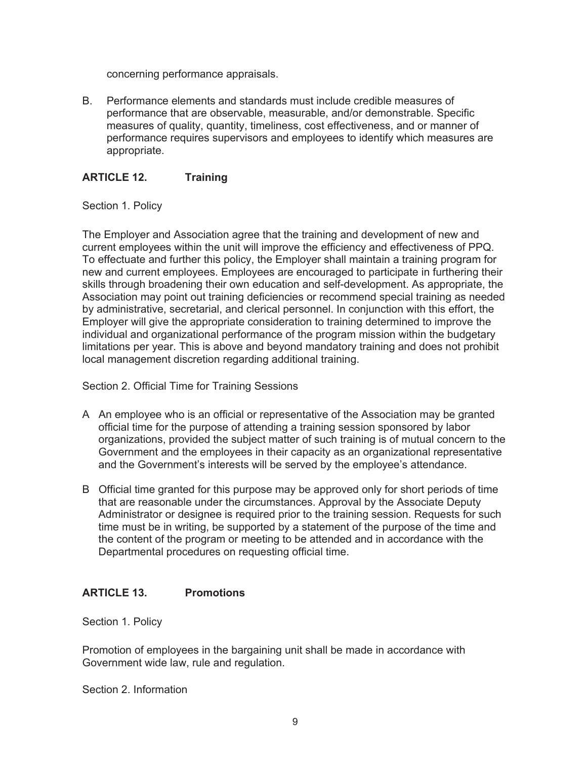concerning performance appraisals.

B. Performance elements and standards must include credible measures of performance that are observable, measurable, and/or demonstrable. Specific measures of quality, quantity, timeliness, cost effectiveness, and or manner of performance requires supervisors and employees to identify which measures are appropriate.

## ARTICLE 12. Training

Section 1. Policy

The Employer and Association agree that the training and development of new and current employees within the unit will improve the efficiency and effectiveness of PPQ. To effectuate and further this policy, the Employer shall maintain a training program for new and current employees. Employees are encouraged to participate in furthering their skills through broadening their own education and self-development. As appropriate, the Association may point out training deficiencies or recommend special training as needed by administrative, secretarial, and clerical personnel. In conjunction with this effort, the Employer will give the appropriate consideration to training determined to improve the individual and organizational performance of the program mission within the budgetary limitations per year. This is above and beyond mandatory training and does not prohibit local management discretion regarding additional training.

Section 2. Official Time for Training Sessions

A An employee who is an official or representative of the Association may be granted official time for the purpose of attending a training session sponsored by labor organizations, provided the subject matter of such training is of mutual concern to the Government and the employees in their capacity as an organizational representative and the Government's interests will be served by the employee's attendance.

B Official time granted for this purpose may be approved only for short periods of time that are reasonable under the circumstances. Approval by the Associate Deputy Administrator or designee is required prior to the training session. Requests for such time must be in writing, be supported by a statement of the purpose of the time and the content of the program or meeting to be attended and in accordance with the Departmental procedures on requesting official time.

## ARTICLE 13. Promotions

Section 1. Policy

Promotion of employees in the bargaining unit shall be made in accordance with Government wide law, rule and regulation.

Section 2. Information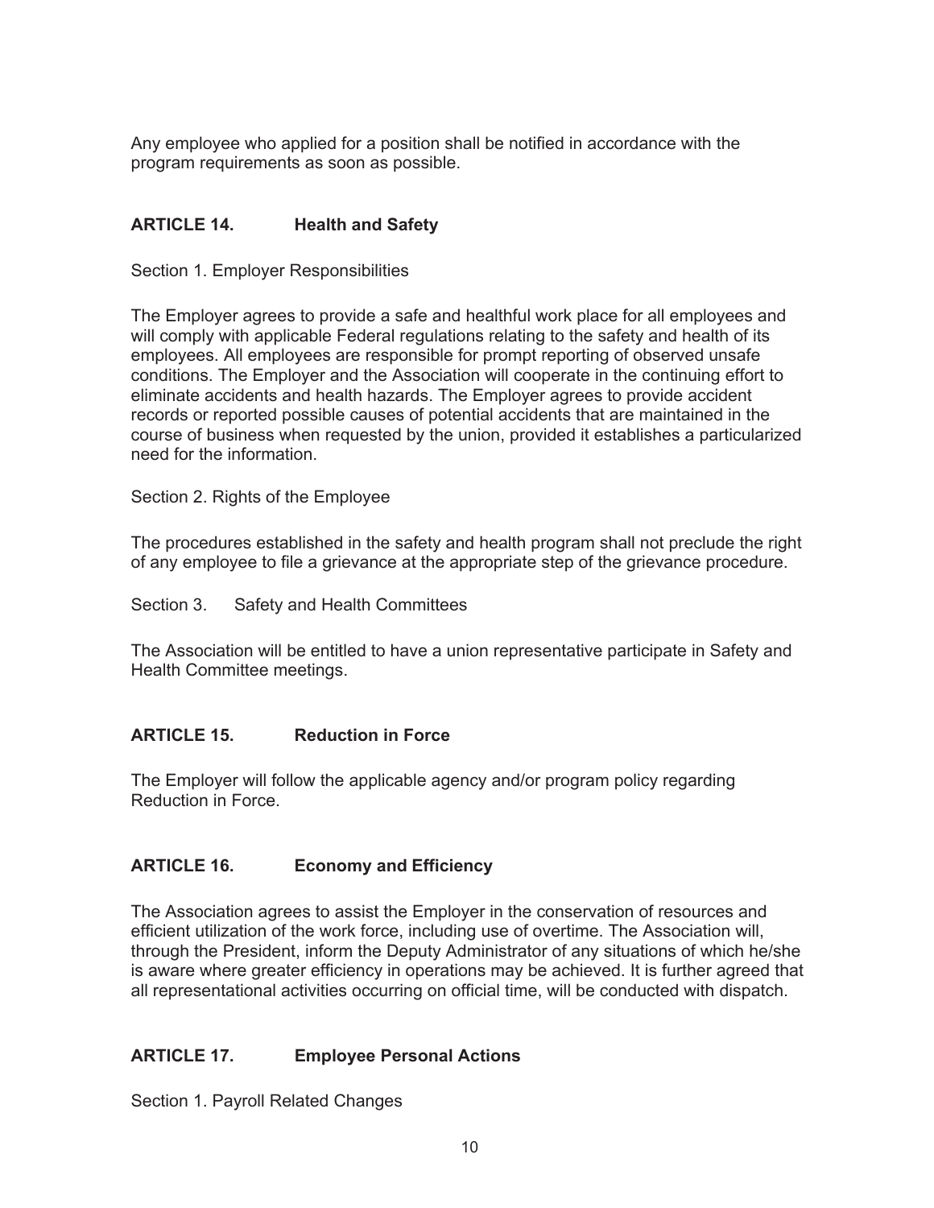Any employee who applied for a position shall be notified in accordance with the program requirements as soon as possible.

## ARTICLE 14. Health and Safety

Section 1. Employer Responsibilities

The Employer agrees to provide a safe and healthful work place for all employees and will comply with applicable Federal regulations relating to the safety and health of its employees. All employees are responsible for prompt reporting of observed unsafe conditions. The Employer and the Association will cooperate in the continuing effort to eliminate accidents and health hazards. The Employer agrees to provide accident records or reported possible causes of potential accidents that are maintained in the course of business when requested by the union, provided it establishes a particularized need for the information.

Section 2. Rights of the Employee

The procedures established in the safety and health program shall not preclude the right of any employee to file a grievance at the appropriate step of the grievance procedure.

Section 3. Safety and Health Committees

The Association will be entitled to have a union representative participate in Safety and Health Committee meetings.

## ARTICLE 15. Reduction in Force

The Employer will follow the applicable agency and/or program policy regarding Reduction in Force.

## ARTICLE 16. Economy and Efficiency

The Association agrees to assist the Employer in the conservation of resources and efficient utilization of the work force, including use of overtime. The Association will, through the President, inform the Deputy Administrator of any situations of which he/she is aware where greater efficiency in operations may be achieved. It is further agreed that all representational activities occurring on official time, will be conducted with dispatch.

## ARTICLE 17. Employee Personal Actions

Section 1. Payroll Related Changes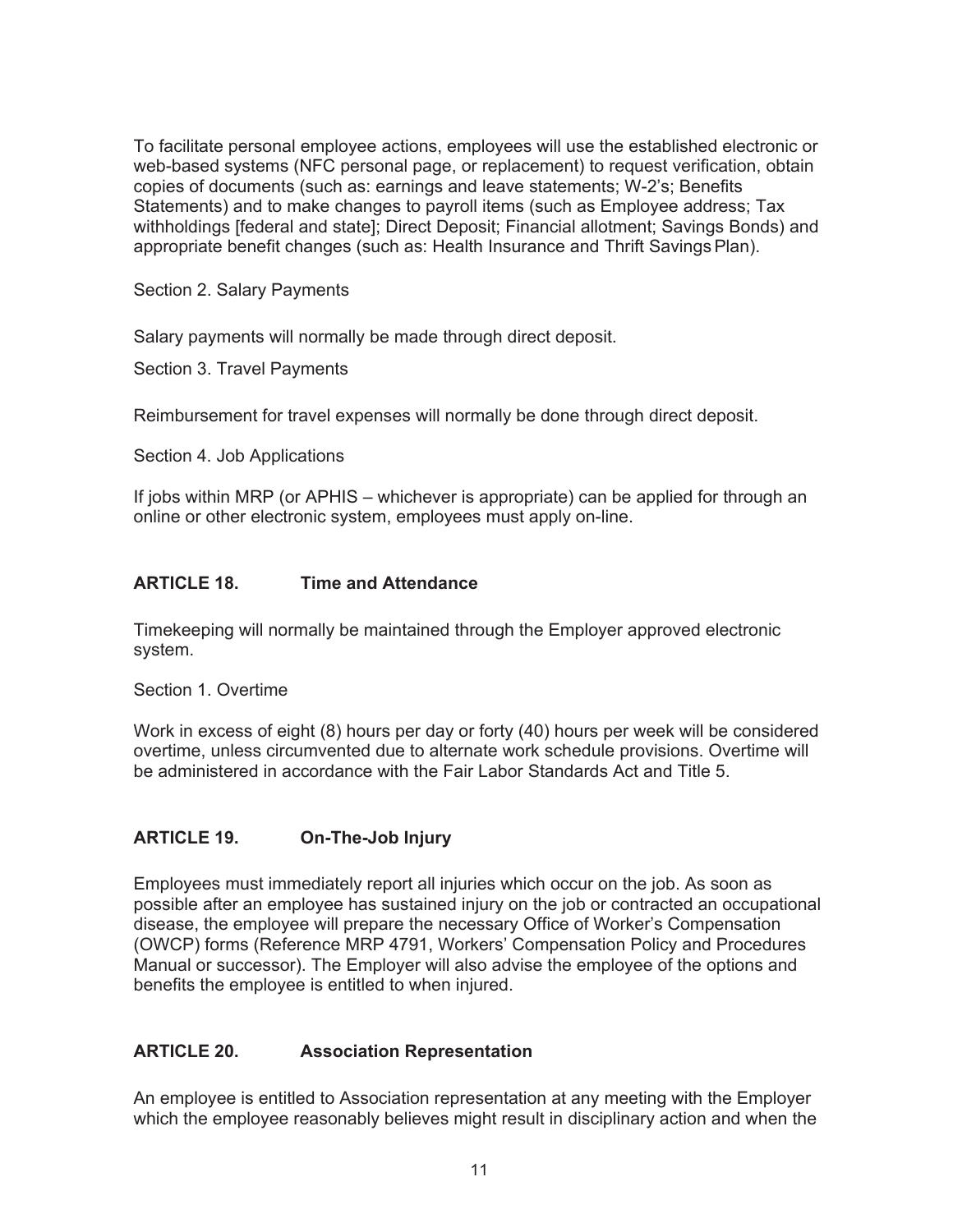To facilitate personal employee actions, employees will use the established electronic or web-based systems (NFC personal page, or replacement) to request verification, obtain copies of documents (such as: earnings and leave statements; W-2's; Benefits Statements) and to make changes to payroll items (such as Employee address; Tax withholdings [federal and state]; Direct Deposit; Financial allotment; Savings Bonds) and appropriate benefit changes (such as: Health Insurance and Thrift Savings Plan).

Section 2. Salary Payments

Salary payments will normally be made through direct deposit.

Section 3. Travel Payments

Reimbursement for travel expenses will normally be done through direct deposit.

Section 4. Job Applications

If jobs within MRP (or APHIS – whichever is appropriate) can be applied for through an online or other electronic system, employees must apply on-line.

## ARTICLE 18. Time and Attendance

Timekeeping will normally be maintained through the Employer approved electronic system.

Section 1. Overtime

Work in excess of eight (8) hours per day or forty (40) hours per week will be considered overtime, unless circumvented due to alternate work schedule provisions. Overtime will be administered in accordance with the Fair Labor Standards Act and Title 5.

## ARTICLE 19. On-The-Job Injury

Employees must immediately report all injuries which occur on the job. As soon as possible after an employee has sustained injury on the job or contracted an occupational disease, the employee will prepare the necessary Office of Worker's Compensation (OWCP) forms (Reference MRP 4791, Workers' Compensation Policy and Procedures Manual or successor). The Employer will also advise the employee of the options and benefits the employee is entitled to when injured.

## ARTICLE 20. Association Representation

An employee is entitled to Association representation at any meeting with the Employer which the employee reasonably believes might result in disciplinary action and when the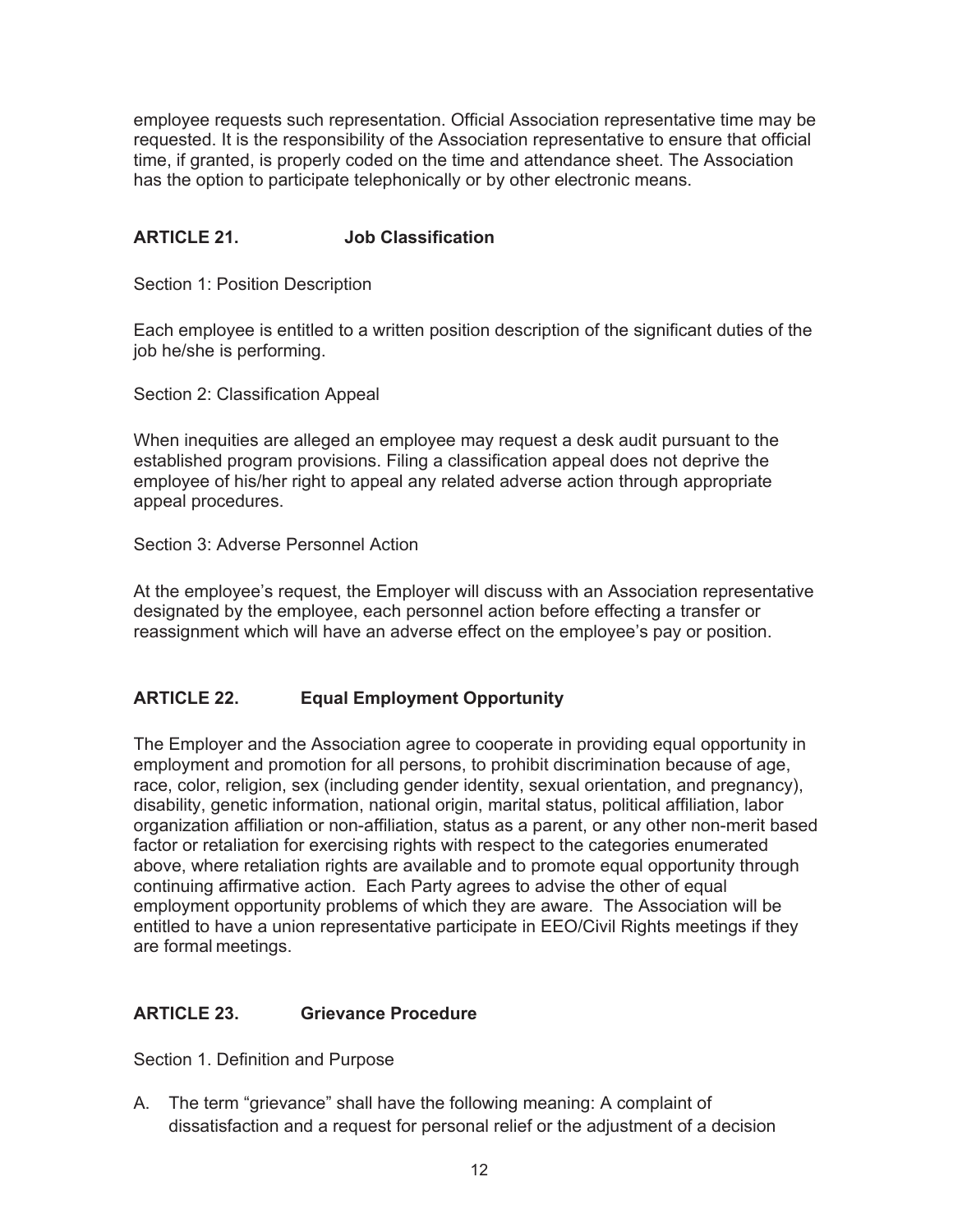employee requests such representation. Official Association representative time may be requested. It is the responsibility of the Association representative to ensure that official time, if granted, is properly coded on the time and attendance sheet. The Association has the option to participate telephonically or by other electronic means.

## ARTICLE 21. Job Classification

Section 1: Position Description

Each employee is entitled to a written position description of the significant duties of the job he/she is performing.

Section 2: Classification Appeal

When inequities are alleged an employee may request a desk audit pursuant to the established program provisions. Filing a classification appeal does not deprive the employee of his/her right to appeal any related adverse action through appropriate appeal procedures.

Section 3: Adverse Personnel Action

At the employee's request, the Employer will discuss with an Association representative designated by the employee, each personnel action before effecting a transfer or reassignment which will have an adverse effect on the employee's pay or position.

## ARTICLE 22. Equal Employment Opportunity

The Employer and the Association agree to cooperate in providing equal opportunity in employment and promotion for all persons, to prohibit discrimination because of age, race, color, religion, sex (including gender identity, sexual orientation, and pregnancy), disability, genetic information, national origin, marital status, political affiliation, labor organization affiliation or non-affiliation, status as a parent, or any other non-merit based factor or retaliation for exercising rights with respect to the categories enumerated above, where retaliation rights are available and to promote equal opportunity through continuing affirmative action. Each Party agrees to advise the other of equal employment opportunity problems of which they are aware. The Association will be entitled to have a union representative participate in EEO/Civil Rights meetings if they are formal meetings.

## ARTICLE 23. Grievance Procedure

Section 1. Definition and Purpose

A. The term "grievance" shall have the following meaning: A complaint of dissatisfaction and a request for personal relief or the adjustment of a decision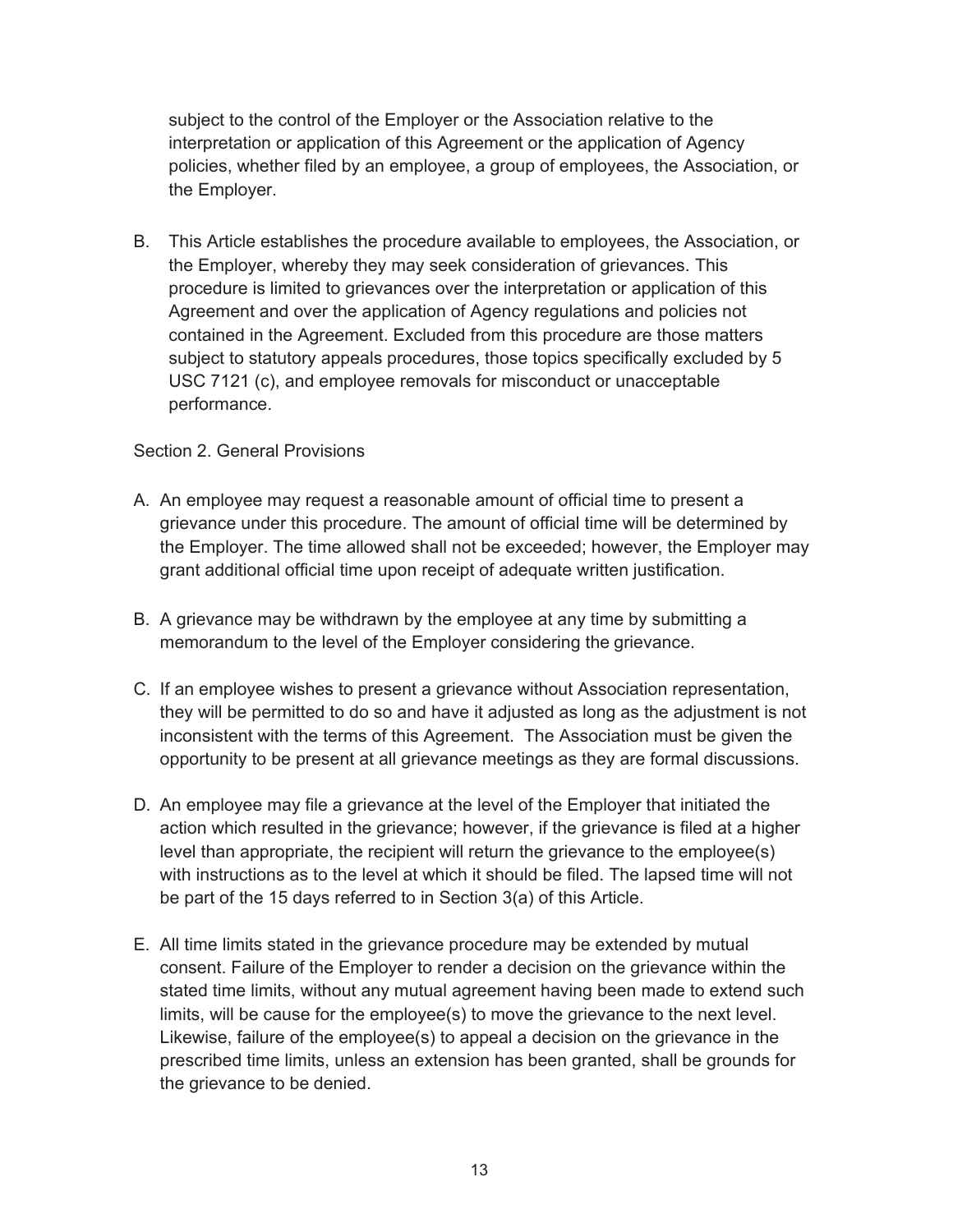subject to the control of the Employer or the Association relative to the interpretation or application of this Agreement or the application of Agency policies, whether filed by an employee, a group of employees, the Association, or the Employer.

B. This Article establishes the procedure available to employees, the Association, or the Employer, whereby they may seek consideration of grievances. This procedure is limited to grievances over the interpretation or application of this Agreement and over the application of Agency regulations and policies not contained in the Agreement. Excluded from this procedure are those matters subject to statutory appeals procedures, those topics specifically excluded by 5 USC 7121 (c), and employee removals for misconduct or unacceptable performance.

Section 2. General Provisions

A. An employee may request a reasonable amount of official time to present a grievance under this procedure. The amount of official time will be determined by the Employer. The time allowed shall not be exceeded; however, the Employer may grant additional official time upon receipt of adequate written justification.

B. A grievance may be withdrawn by the employee at any time by submitting a memorandum to the level of the Employer considering the grievance.

C. If an employee wishes to present a grievance without Association representation, they will be permitted to do so and have it adjusted as long as the adjustment is not inconsistent with the terms of this Agreement. The Association must be given the opportunity to be present at all grievance meetings as they are formal discussions.

D. An employee may file a grievance at the level of the Employer that initiated the action which resulted in the grievance; however, if the grievance is filed at a higher level than appropriate, the recipient will return the grievance to the employee(s) with instructions as to the level at which it should be filed. The lapsed time will not be part of the 15 days referred to in Section 3(a) of this Article.

E. All time limits stated in the grievance procedure may be extended by mutual consent. Failure of the Employer to render a decision on the grievance within the stated time limits, without any mutual agreement having been made to extend such limits, will be cause for the employee(s) to move the grievance to the next level. Likewise, failure of the employee(s) to appeal a decision on the grievance in the prescribed time limits, unless an extension has been granted, shall be grounds for the grievance to be denied.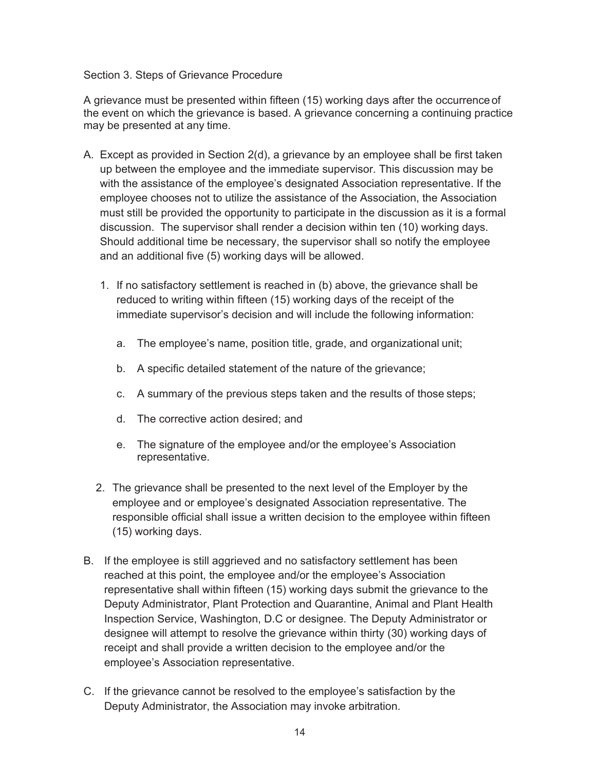Section 3. Steps of Grievance Procedure

A grievance must be presented within fifteen (15) working days after the occurrence of the event on which the grievance is based. A grievance concerning a continuing practice may be presented at any time.

A. Except as provided in Section 2(d), a grievance by an employee shall be first taken up between the employee and the immediate supervisor. This discussion may be with the assistance of the employee's designated Association representative. If the employee chooses not to utilize the assistance of the Association, the Association must still be provided the opportunity to participate in the discussion as it is a formal discussion. The supervisor shall render a decision within ten (10) working days. Should additional time be necessary, the supervisor shall so notify the employee and an additional five (5) working days will be allowed.

   1. If no satisfactory settlement is reached in (b) above, the grievance shall be reduced to writing within fifteen (15) working days of the receipt of the immediate supervisor's decision and will include the following information:

      a. The employee's name, position title, grade, and organizational unit;

      b. A specific detailed statement of the nature of the grievance;

      c. A summary of the previous steps taken and the results of those steps;

      d. The corrective action desired; and

      e. The signature of the employee and/or the employee's Association representative.

   2. The grievance shall be presented to the next level of the Employer by the employee and or employee's designated Association representative. The responsible official shall issue a written decision to the employee within fifteen (15) working days.

B. If the employee is still aggrieved and no satisfactory settlement has been reached at this point, the employee and/or the employee's Association representative shall within fifteen (15) working days submit the grievance to the Deputy Administrator, Plant Protection and Quarantine, Animal and Plant Health Inspection Service, Washington, D.C or designee. The Deputy Administrator or designee will attempt to resolve the grievance within thirty (30) working days of receipt and shall provide a written decision to the employee and/or the employee's Association representative.

C. If the grievance cannot be resolved to the employee's satisfaction by the Deputy Administrator, the Association may invoke arbitration.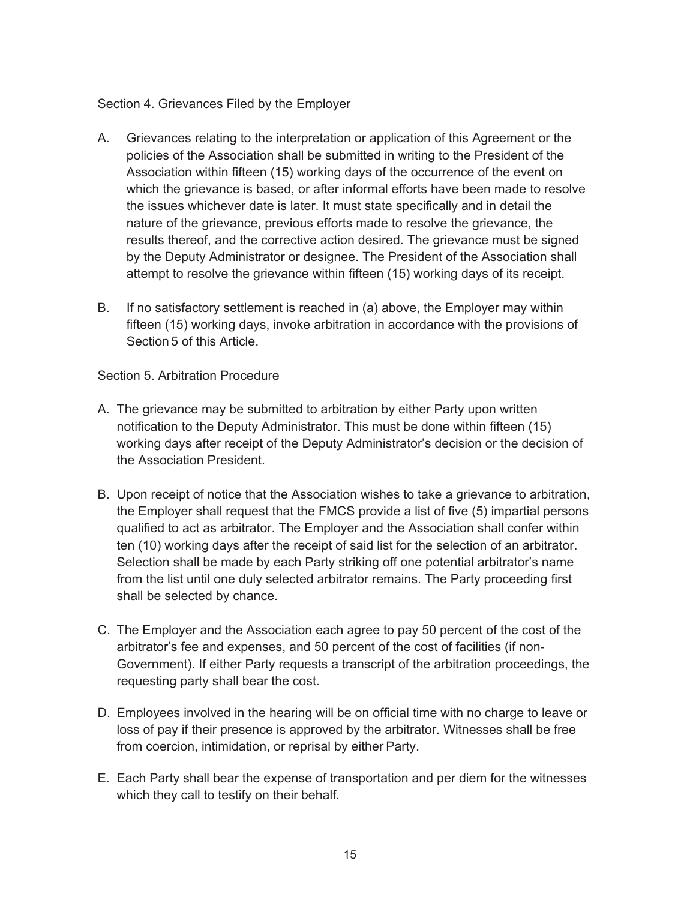Section 4. Grievances Filed by the Employer

A. Grievances relating to the interpretation or application of this Agreement or the policies of the Association shall be submitted in writing to the President of the Association within fifteen (15) working days of the occurrence of the event on which the grievance is based, or after informal efforts have been made to resolve the issues whichever date is later. It must state specifically and in detail the nature of the grievance, previous efforts made to resolve the grievance, the results thereof, and the corrective action desired. The grievance must be signed by the Deputy Administrator or designee. The President of the Association shall attempt to resolve the grievance within fifteen (15) working days of its receipt.

B. If no satisfactory settlement is reached in (a) above, the Employer may within fifteen (15) working days, invoke arbitration in accordance with the provisions of Section 5 of this Article.

Section 5. Arbitration Procedure

A. The grievance may be submitted to arbitration by either Party upon written notification to the Deputy Administrator. This must be done within fifteen (15) working days after receipt of the Deputy Administrator's decision or the decision of the Association President.

B. Upon receipt of notice that the Association wishes to take a grievance to arbitration, the Employer shall request that the FMCS provide a list of five (5) impartial persons qualified to act as arbitrator. The Employer and the Association shall confer within ten (10) working days after the receipt of said list for the selection of an arbitrator. Selection shall be made by each Party striking off one potential arbitrator's name from the list until one duly selected arbitrator remains. The Party proceeding first shall be selected by chance.

C. The Employer and the Association each agree to pay 50 percent of the cost of the arbitrator's fee and expenses, and 50 percent of the cost of facilities (if non-Government). If either Party requests a transcript of the arbitration proceedings, the requesting party shall bear the cost.

D. Employees involved in the hearing will be on official time with no charge to leave or loss of pay if their presence is approved by the arbitrator. Witnesses shall be free from coercion, intimidation, or reprisal by either Party.

E. Each Party shall bear the expense of transportation and per diem for the witnesses which they call to testify on their behalf.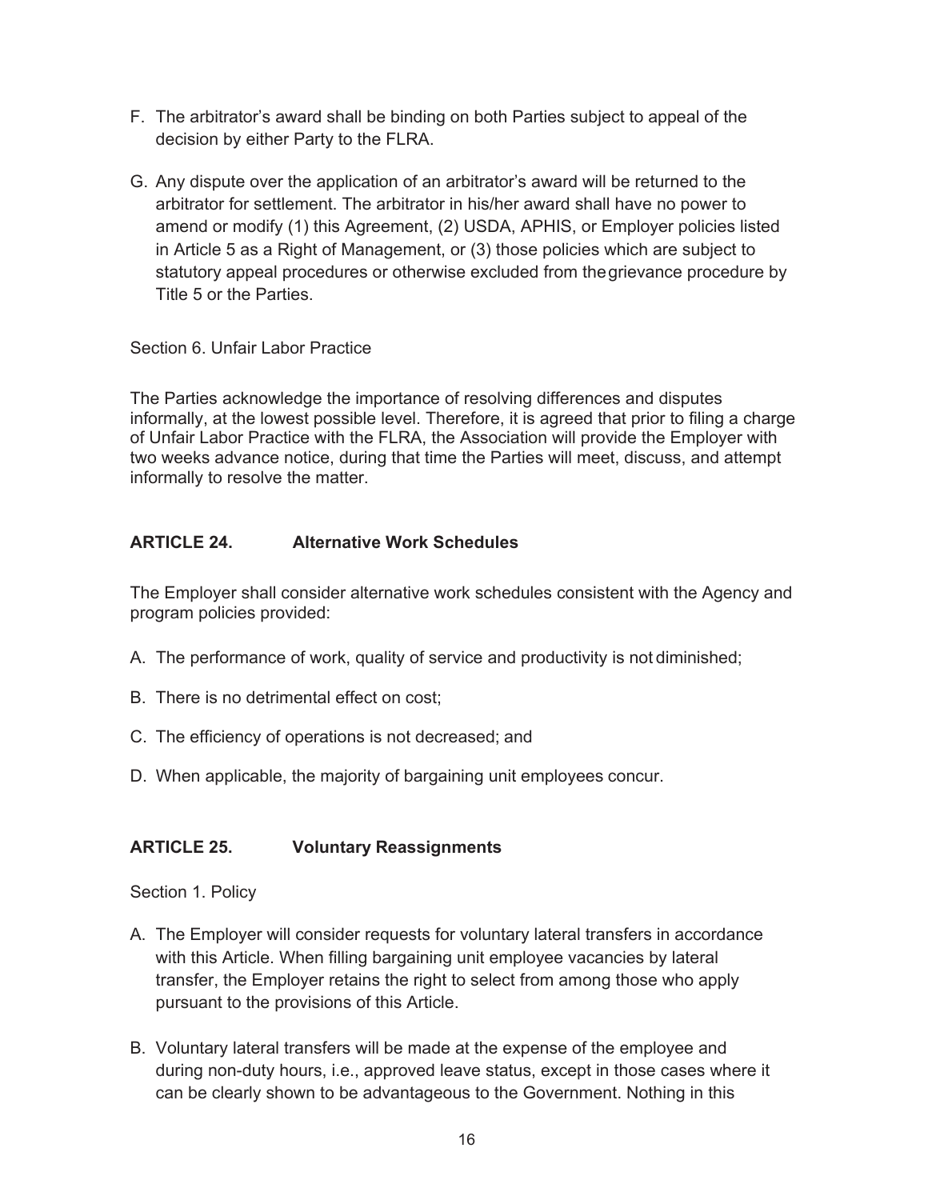F. The arbitrator's award shall be binding on both Parties subject to appeal of the decision by either Party to the FLRA.

G. Any dispute over the application of an arbitrator's award will be returned to the arbitrator for settlement. The arbitrator in his/her award shall have no power to amend or modify (1) this Agreement, (2) USDA, APHIS, or Employer policies listed in Article 5 as a Right of Management, or (3) those policies which are subject to statutory appeal procedures or otherwise excluded from the grievance procedure by Title 5 or the Parties.

Section 6. Unfair Labor Practice

The Parties acknowledge the importance of resolving differences and disputes informally, at the lowest possible level. Therefore, it is agreed that prior to filing a charge of Unfair Labor Practice with the FLRA, the Association will provide the Employer with two weeks advance notice, during that time the Parties will meet, discuss, and attempt informally to resolve the matter.

## ARTICLE 24. Alternative Work Schedules

The Employer shall consider alternative work schedules consistent with the Agency and program policies provided:

A. The performance of work, quality of service and productivity is not diminished;

B. There is no detrimental effect on cost;

C. The efficiency of operations is not decreased; and

D. When applicable, the majority of bargaining unit employees concur.

## ARTICLE 25. Voluntary Reassignments

Section 1. Policy

A. The Employer will consider requests for voluntary lateral transfers in accordance with this Article. When filling bargaining unit employee vacancies by lateral transfer, the Employer retains the right to select from among those who apply pursuant to the provisions of this Article.

B. Voluntary lateral transfers will be made at the expense of the employee and during non-duty hours, i.e., approved leave status, except in those cases where it can be clearly shown to be advantageous to the Government. Nothing in this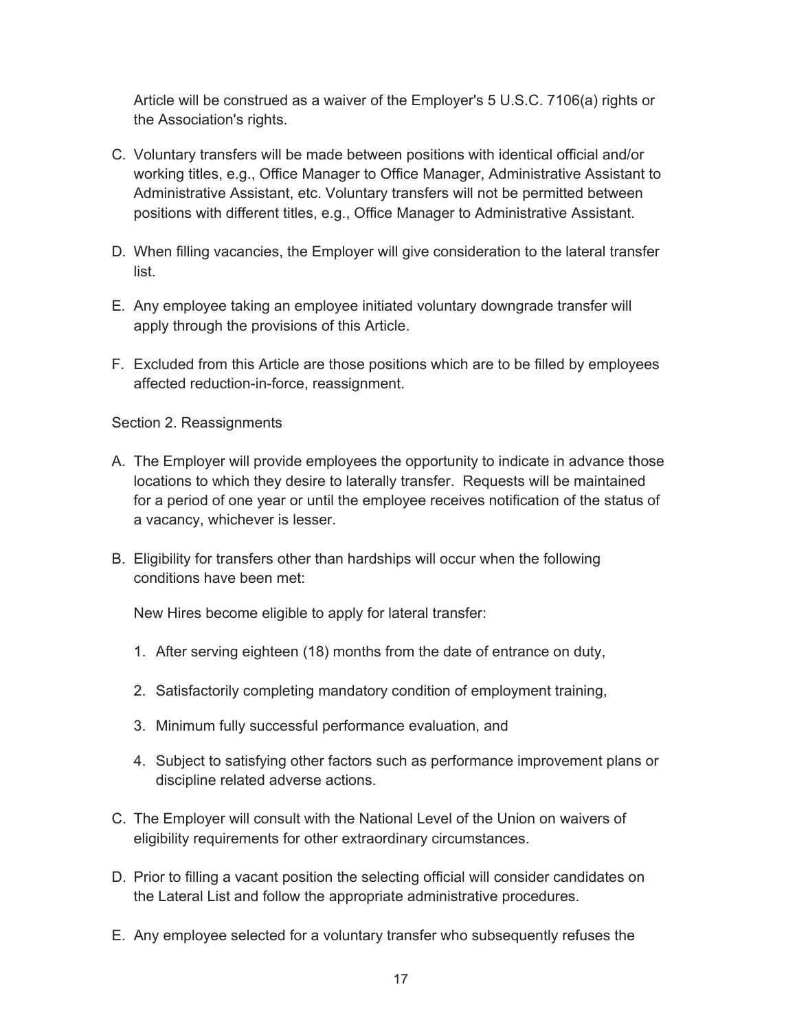Article will be construed as a waiver of the Employer's 5 U.S.C. 7106(a) rights or the Association's rights.

C. Voluntary transfers will be made between positions with identical official and/or working titles, e.g., Office Manager to Office Manager, Administrative Assistant to Administrative Assistant, etc. Voluntary transfers will not be permitted between positions with different titles, e.g., Office Manager to Administrative Assistant.

D. When filling vacancies, the Employer will give consideration to the lateral transfer list.

E. Any employee taking an employee initiated voluntary downgrade transfer will apply through the provisions of this Article.

F. Excluded from this Article are those positions which are to be filled by employees affected reduction-in-force, reassignment.

Section 2. Reassignments

A. The Employer will provide employees the opportunity to indicate in advance those locations to which they desire to laterally transfer. Requests will be maintained for a period of one year or until the employee receives notification of the status of a vacancy, whichever is lesser.

B. Eligibility for transfers other than hardships will occur when the following conditions have been met:

   New Hires become eligible to apply for lateral transfer:

   1. After serving eighteen (18) months from the date of entrance on duty,
   2. Satisfactorily completing mandatory condition of employment training,
   3. Minimum fully successful performance evaluation, and
   4. Subject to satisfying other factors such as performance improvement plans or discipline related adverse actions.

C. The Employer will consult with the National Level of the Union on waivers of eligibility requirements for other extraordinary circumstances.

D. Prior to filling a vacant position the selecting official will consider candidates on the Lateral List and follow the appropriate administrative procedures.

E. Any employee selected for a voluntary transfer who subsequently refuses the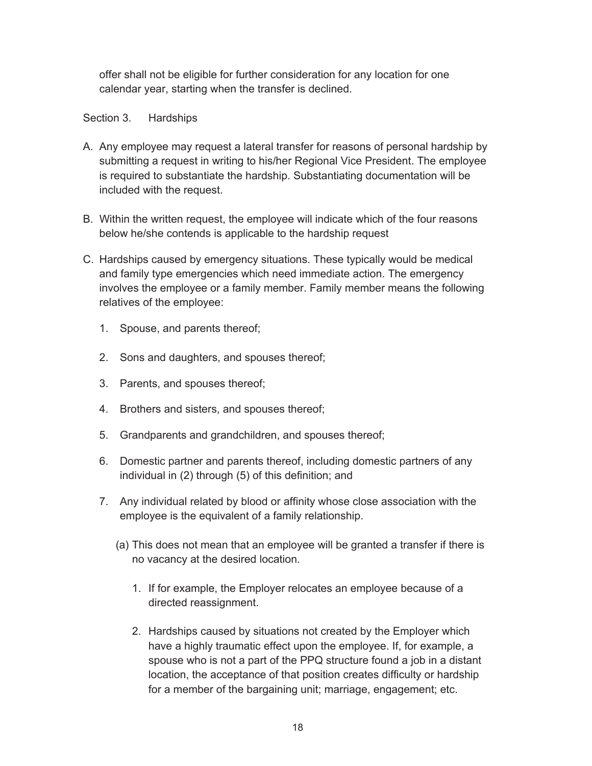offer shall not be eligible for further consideration for any location for one calendar year, starting when the transfer is declined.

Section 3. Hardships

A. Any employee may request a lateral transfer for reasons of personal hardship by submitting a request in writing to his/her Regional Vice President. The employee is required to substantiate the hardship. Substantiating documentation will be included with the request.

B. Within the written request, the employee will indicate which of the four reasons below he/she contends is applicable to the hardship request

C. Hardships caused by emergency situations. These typically would be medical and family type emergencies which need immediate action. The emergency involves the employee or a family member. Family member means the following relatives of the employee:

   1. Spouse, and parents thereof;

   2. Sons and daughters, and spouses thereof;

   3. Parents, and spouses thereof;

   4. Brothers and sisters, and spouses thereof;

   5. Grandparents and grandchildren, and spouses thereof;

   6. Domestic partner and parents thereof, including domestic partners of any individual in (2) through (5) of this definition; and

   7. Any individual related by blood or affinity whose close association with the employee is the equivalent of a family relationship.

      (a) This does not mean that an employee will be granted a transfer if there is no vacancy at the desired location.

         1. If for example, the Employer relocates an employee because of a directed reassignment.

         2. Hardships caused by situations not created by the Employer which have a highly traumatic effect upon the employee. If, for example, a spouse who is not a part of the PPQ structure found a job in a distant location, the acceptance of that position creates difficulty or hardship for a member of the bargaining unit; marriage, engagement; etc.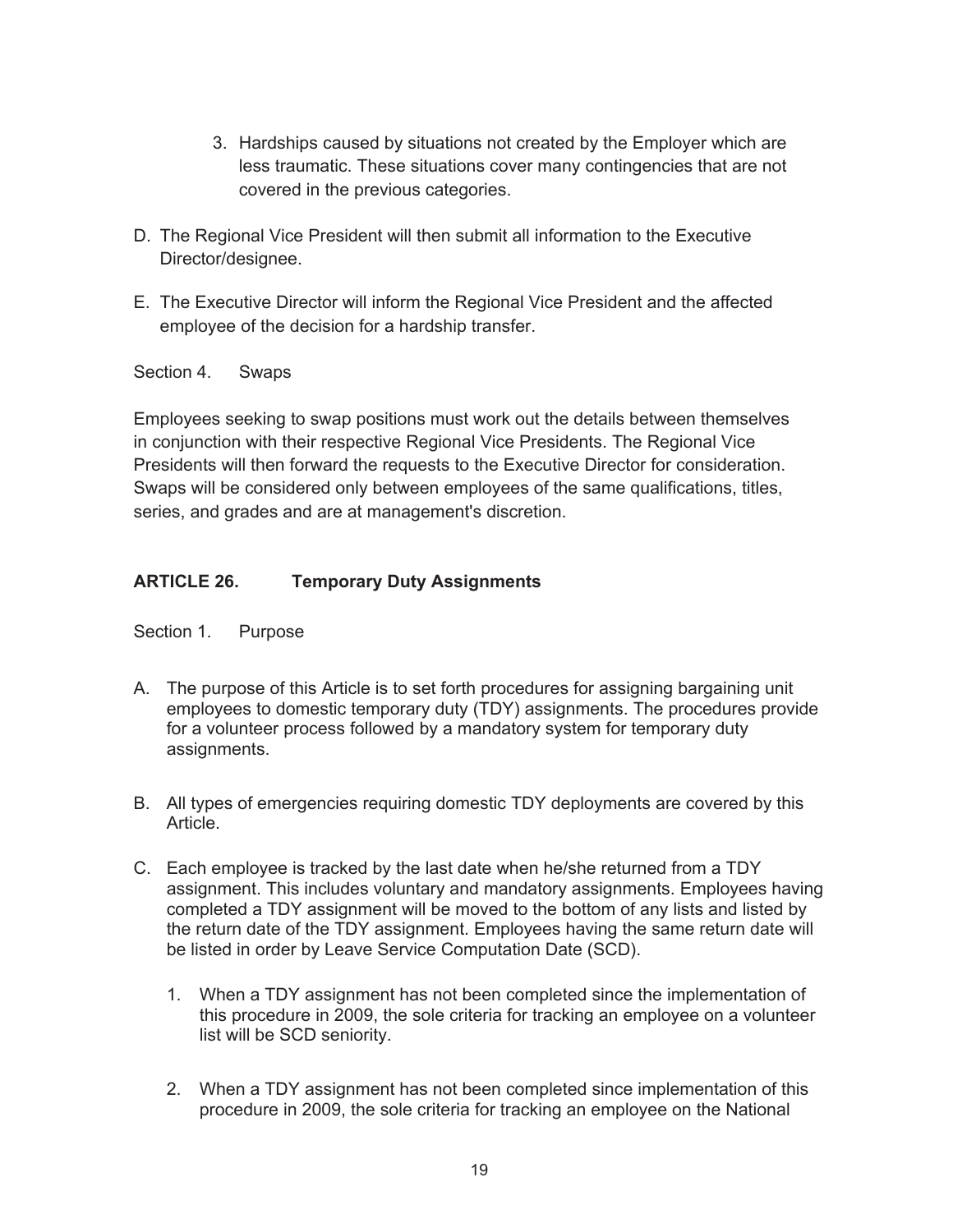3. Hardships caused by situations not created by the Employer which are less traumatic. These situations cover many contingencies that are not covered in the previous categories.

D. The Regional Vice President will then submit all information to the Executive Director/designee.

E. The Executive Director will inform the Regional Vice President and the affected employee of the decision for a hardship transfer.

Section 4. Swaps

Employees seeking to swap positions must work out the details between themselves in conjunction with their respective Regional Vice Presidents. The Regional Vice Presidents will then forward the requests to the Executive Director for consideration. Swaps will be considered only between employees of the same qualifications, titles, series, and grades and are at management's discretion.

## ARTICLE 26. Temporary Duty Assignments

Section 1. Purpose

A. The purpose of this Article is to set forth procedures for assigning bargaining unit employees to domestic temporary duty (TDY) assignments. The procedures provide for a volunteer process followed by a mandatory system for temporary duty assignments.

B. All types of emergencies requiring domestic TDY deployments are covered by this Article.

C. Each employee is tracked by the last date when he/she returned from a TDY assignment. This includes voluntary and mandatory assignments. Employees having completed a TDY assignment will be moved to the bottom of any lists and listed by the return date of the TDY assignment. Employees having the same return date will be listed in order by Leave Service Computation Date (SCD).

1. When a TDY assignment has not been completed since the implementation of this procedure in 2009, the sole criteria for tracking an employee on a volunteer list will be SCD seniority.

2. When a TDY assignment has not been completed since implementation of this procedure in 2009, the sole criteria for tracking an employee on the National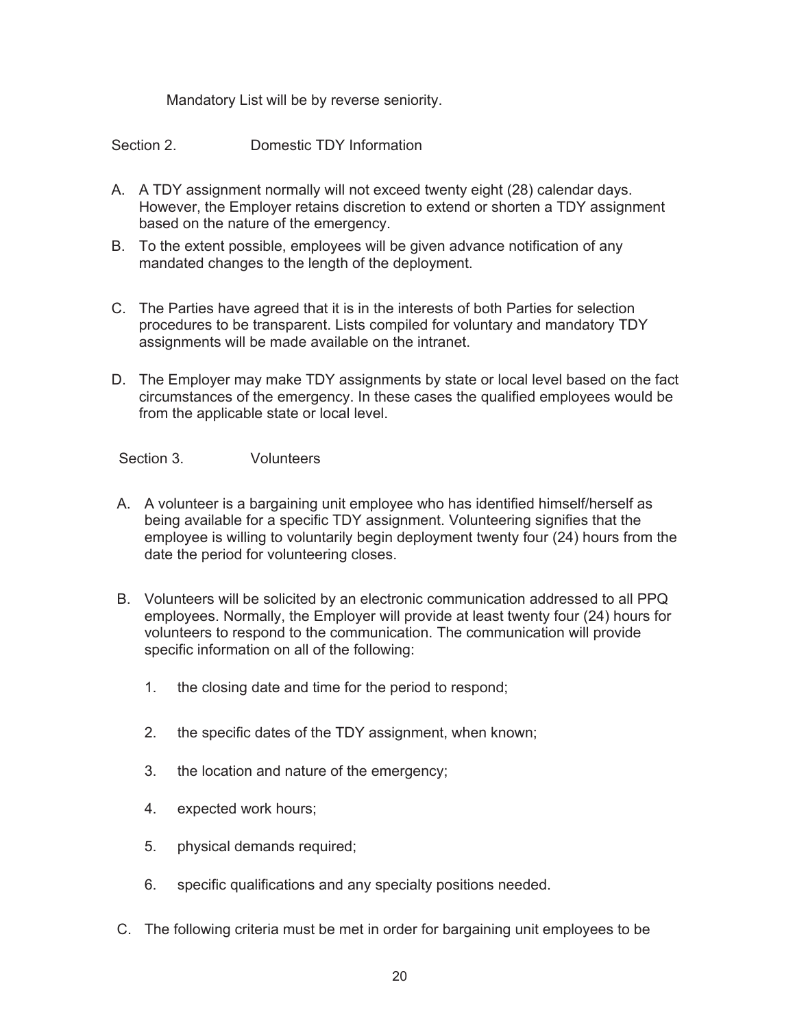Mandatory List will be by reverse seniority.

Section 2. Domestic TDY Information

A. A TDY assignment normally will not exceed twenty eight (28) calendar days. However, the Employer retains discretion to extend or shorten a TDY assignment based on the nature of the emergency.

B. To the extent possible, employees will be given advance notification of any mandated changes to the length of the deployment.

C. The Parties have agreed that it is in the interests of both Parties for selection procedures to be transparent. Lists compiled for voluntary and mandatory TDY assignments will be made available on the intranet.

D. The Employer may make TDY assignments by state or local level based on the fact circumstances of the emergency. In these cases the qualified employees would be from the applicable state or local level.

Section 3. Volunteers

A. A volunteer is a bargaining unit employee who has identified himself/herself as being available for a specific TDY assignment. Volunteering signifies that the employee is willing to voluntarily begin deployment twenty four (24) hours from the date the period for volunteering closes.

B. Volunteers will be solicited by an electronic communication addressed to all PPQ employees. Normally, the Employer will provide at least twenty four (24) hours for volunteers to respond to the communication. The communication will provide specific information on all of the following:

   1. the closing date and time for the period to respond;

   2. the specific dates of the TDY assignment, when known;

   3. the location and nature of the emergency;

   4. expected work hours;

   5. physical demands required;

   6. specific qualifications and any specialty positions needed.

C. The following criteria must be met in order for bargaining unit employees to be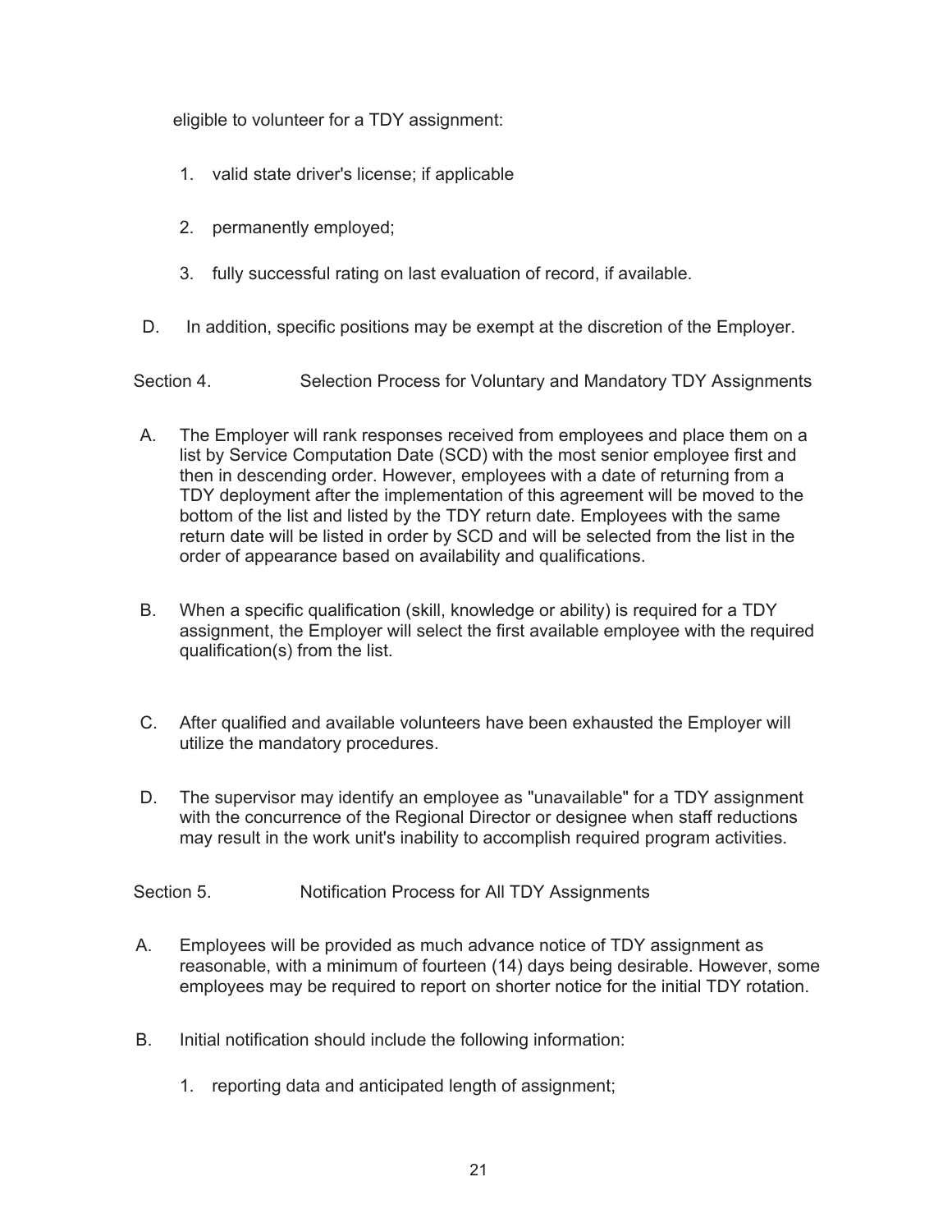eligible to volunteer for a TDY assignment:

1. valid state driver's license; if applicable
2. permanently employed;
3. fully successful rating on last evaluation of record, if available.

D. In addition, specific positions may be exempt at the discretion of the Employer.

Section 4. Selection Process for Voluntary and Mandatory TDY Assignments

A. The Employer will rank responses received from employees and place them on a list by Service Computation Date (SCD) with the most senior employee first and then in descending order. However, employees with a date of returning from a TDY deployment after the implementation of this agreement will be moved to the bottom of the list and listed by the TDY return date. Employees with the same return date will be listed in order by SCD and will be selected from the list in the order of appearance based on availability and qualifications.

B. When a specific qualification (skill, knowledge or ability) is required for a TDY assignment, the Employer will select the first available employee with the required qualification(s) from the list.

C. After qualified and available volunteers have been exhausted the Employer will utilize the mandatory procedures.

D. The supervisor may identify an employee as "unavailable" for a TDY assignment with the concurrence of the Regional Director or designee when staff reductions may result in the work unit's inability to accomplish required program activities.

Section 5. Notification Process for All TDY Assignments

A. Employees will be provided as much advance notice of TDY assignment as reasonable, with a minimum of fourteen (14) days being desirable. However, some employees may be required to report on shorter notice for the initial TDY rotation.

B. Initial notification should include the following information:

1. reporting data and anticipated length of assignment;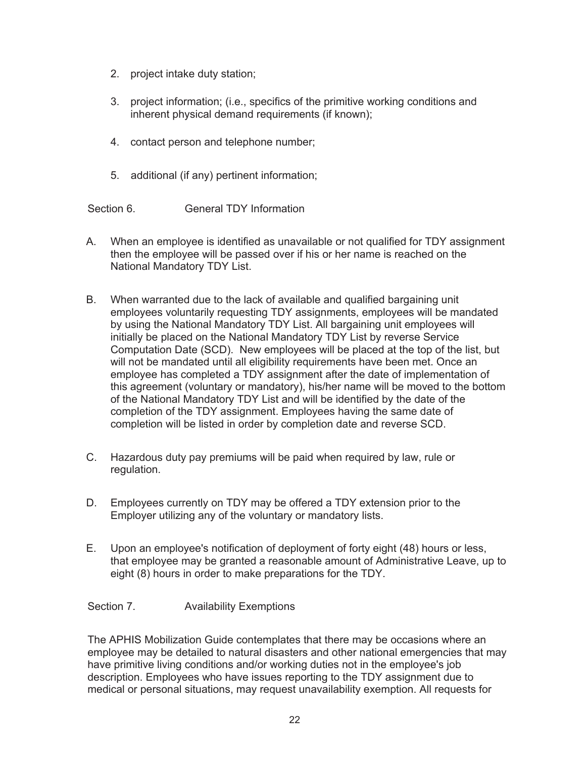2. project intake duty station;

3. project information; (i.e., specifics of the primitive working conditions and inherent physical demand requirements (if known);

4. contact person and telephone number;

5. additional (if any) pertinent information;

Section 6. General TDY Information

A. When an employee is identified as unavailable or not qualified for TDY assignment then the employee will be passed over if his or her name is reached on the National Mandatory TDY List.

B. When warranted due to the lack of available and qualified bargaining unit employees voluntarily requesting TDY assignments, employees will be mandated by using the National Mandatory TDY List. All bargaining unit employees will initially be placed on the National Mandatory TDY List by reverse Service Computation Date (SCD). New employees will be placed at the top of the list, but will not be mandated until all eligibility requirements have been met. Once an employee has completed a TDY assignment after the date of implementation of this agreement (voluntary or mandatory), his/her name will be moved to the bottom of the National Mandatory TDY List and will be identified by the date of the completion of the TDY assignment. Employees having the same date of completion will be listed in order by completion date and reverse SCD.

C. Hazardous duty pay premiums will be paid when required by law, rule or regulation.

D. Employees currently on TDY may be offered a TDY extension prior to the Employer utilizing any of the voluntary or mandatory lists.

E. Upon an employee's notification of deployment of forty eight (48) hours or less, that employee may be granted a reasonable amount of Administrative Leave, up to eight (8) hours in order to make preparations for the TDY.

Section 7. Availability Exemptions

The APHIS Mobilization Guide contemplates that there may be occasions where an employee may be detailed to natural disasters and other national emergencies that may have primitive living conditions and/or working duties not in the employee's job description. Employees who have issues reporting to the TDY assignment due to medical or personal situations, may request unavailability exemption. All requests for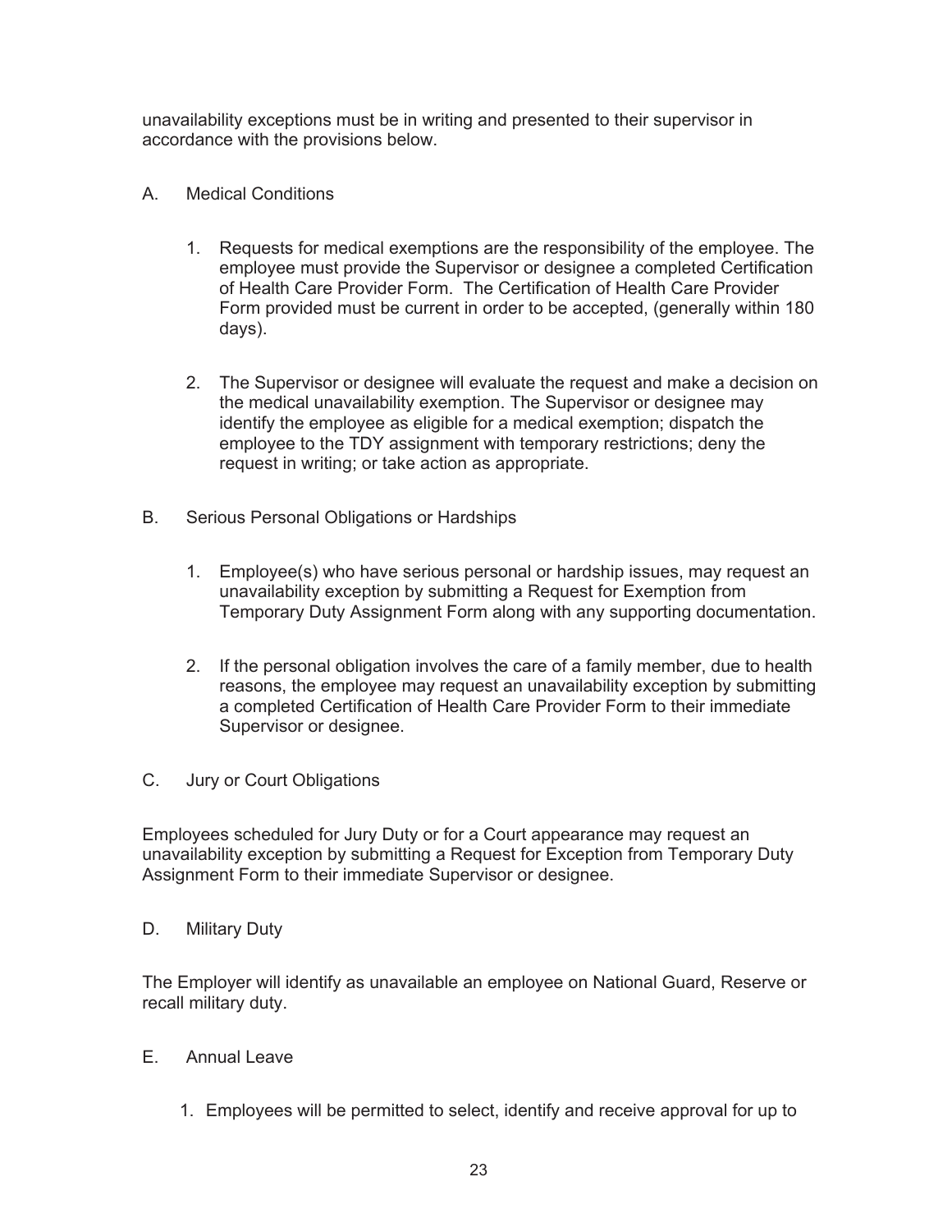unavailability exceptions must be in writing and presented to their supervisor in accordance with the provisions below.

A. Medical Conditions

1. Requests for medical exemptions are the responsibility of the employee. The employee must provide the Supervisor or designee a completed Certification of Health Care Provider Form. The Certification of Health Care Provider Form provided must be current in order to be accepted, (generally within 180 days).

2. The Supervisor or designee will evaluate the request and make a decision on the medical unavailability exemption. The Supervisor or designee may identify the employee as eligible for a medical exemption; dispatch the employee to the TDY assignment with temporary restrictions; deny the request in writing; or take action as appropriate.

B. Serious Personal Obligations or Hardships

1. Employee(s) who have serious personal or hardship issues, may request an unavailability exception by submitting a Request for Exemption from Temporary Duty Assignment Form along with any supporting documentation.

2. If the personal obligation involves the care of a family member, due to health reasons, the employee may request an unavailability exception by submitting a completed Certification of Health Care Provider Form to their immediate Supervisor or designee.

C. Jury or Court Obligations

Employees scheduled for Jury Duty or for a Court appearance may request an unavailability exception by submitting a Request for Exception from Temporary Duty Assignment Form to their immediate Supervisor or designee.

D. Military Duty

The Employer will identify as unavailable an employee on National Guard, Reserve or recall military duty.

E. Annual Leave

1. Employees will be permitted to select, identify and receive approval for up to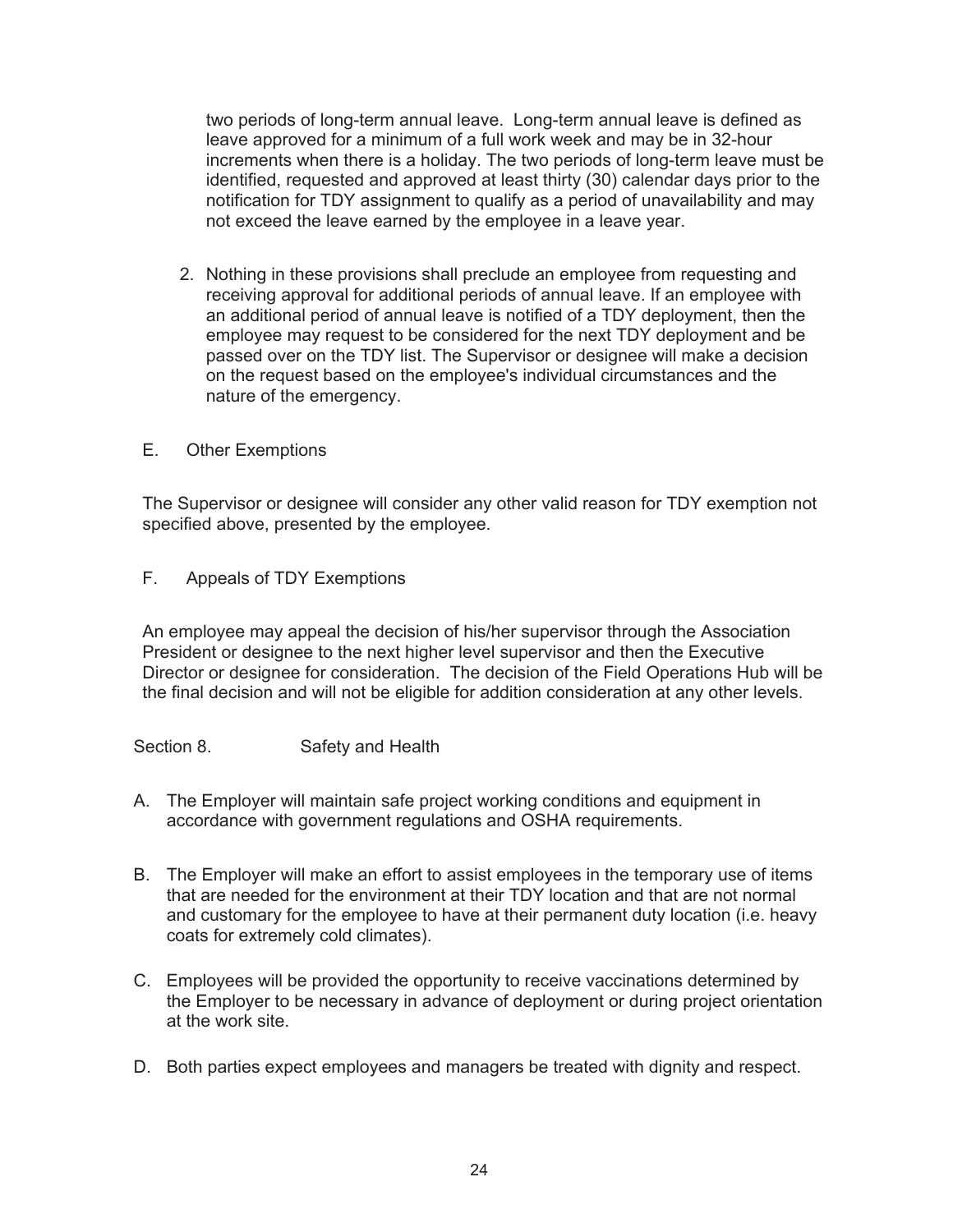two periods of long-term annual leave. Long-term annual leave is defined as leave approved for a minimum of a full work week and may be in 32-hour increments when there is a holiday. The two periods of long-term leave must be identified, requested and approved at least thirty (30) calendar days prior to the notification for TDY assignment to qualify as a period of unavailability and may not exceed the leave earned by the employee in a leave year.

2. Nothing in these provisions shall preclude an employee from requesting and receiving approval for additional periods of annual leave. If an employee with an additional period of annual leave is notified of a TDY deployment, then the employee may request to be considered for the next TDY deployment and be passed over on the TDY list. The Supervisor or designee will make a decision on the request based on the employee's individual circumstances and the nature of the emergency.

E. Other Exemptions

The Supervisor or designee will consider any other valid reason for TDY exemption not specified above, presented by the employee.

F. Appeals of TDY Exemptions

An employee may appeal the decision of his/her supervisor through the Association President or designee to the next higher level supervisor and then the Executive Director or designee for consideration. The decision of the Field Operations Hub will be the final decision and will not be eligible for addition consideration at any other levels.

Section 8. Safety and Health

A. The Employer will maintain safe project working conditions and equipment in accordance with government regulations and OSHA requirements.

B. The Employer will make an effort to assist employees in the temporary use of items that are needed for the environment at their TDY location and that are not normal and customary for the employee to have at their permanent duty location (i.e. heavy coats for extremely cold climates).

C. Employees will be provided the opportunity to receive vaccinations determined by the Employer to be necessary in advance of deployment or during project orientation at the work site.

D. Both parties expect employees and managers be treated with dignity and respect.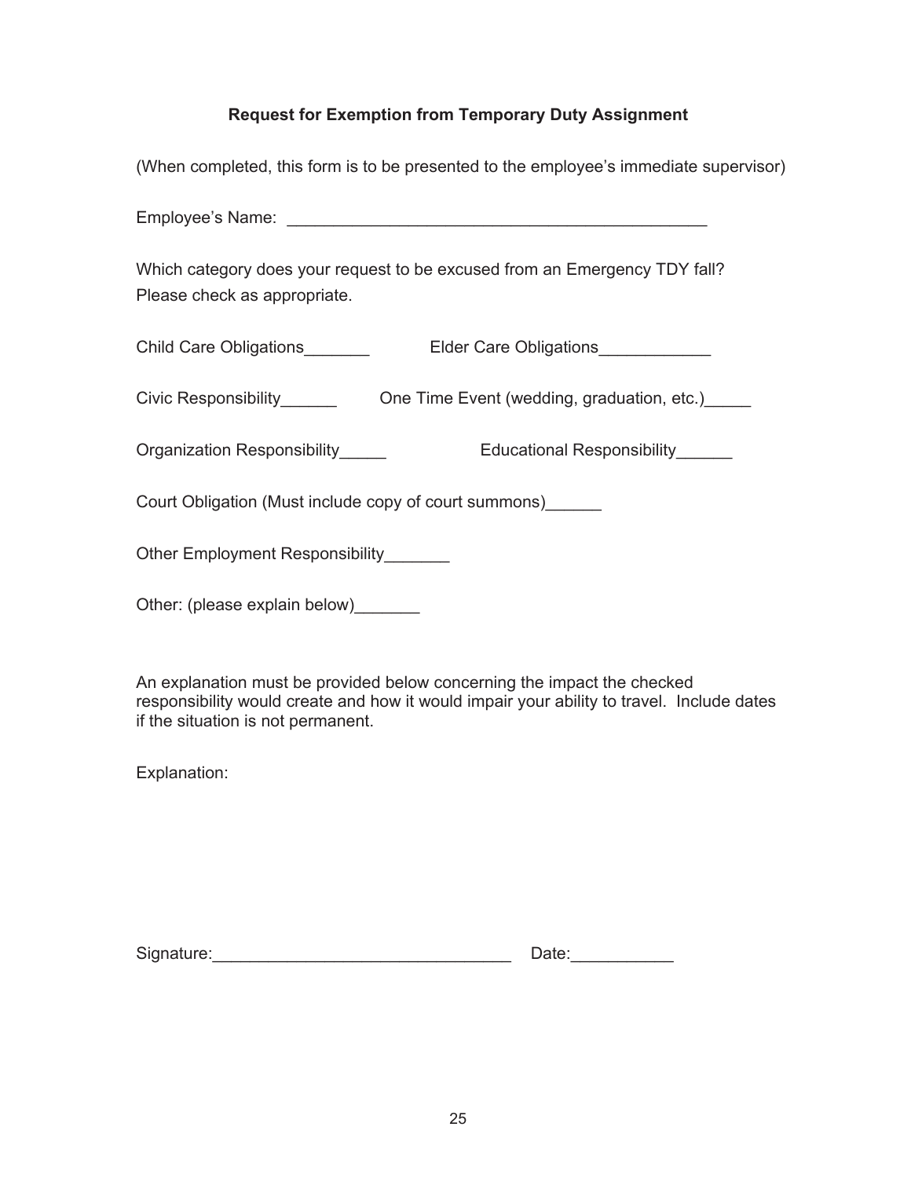**Request for Exemption from Temporary Duty Assignment**

(When completed, this form is to be presented to the employee's immediate supervisor)

Employee's Name: _______________________________________________

Which category does your request to be excused from an Emergency TDY fall? Please check as appropriate.

Child Care Obligations_______ Elder Care Obligations____________

Civic Responsibility______ One Time Event (wedding, graduation, etc.)_____

Organization Responsibility_____ Educational Responsibility______

Court Obligation (Must include copy of court summons)______

Other Employment Responsibility_______

Other: (please explain below)_______

An explanation must be provided below concerning the impact the checked responsibility would create and how it would impair your ability to travel. Include dates if the situation is not permanent.

Explanation:

Signature:________________________________ Date:___________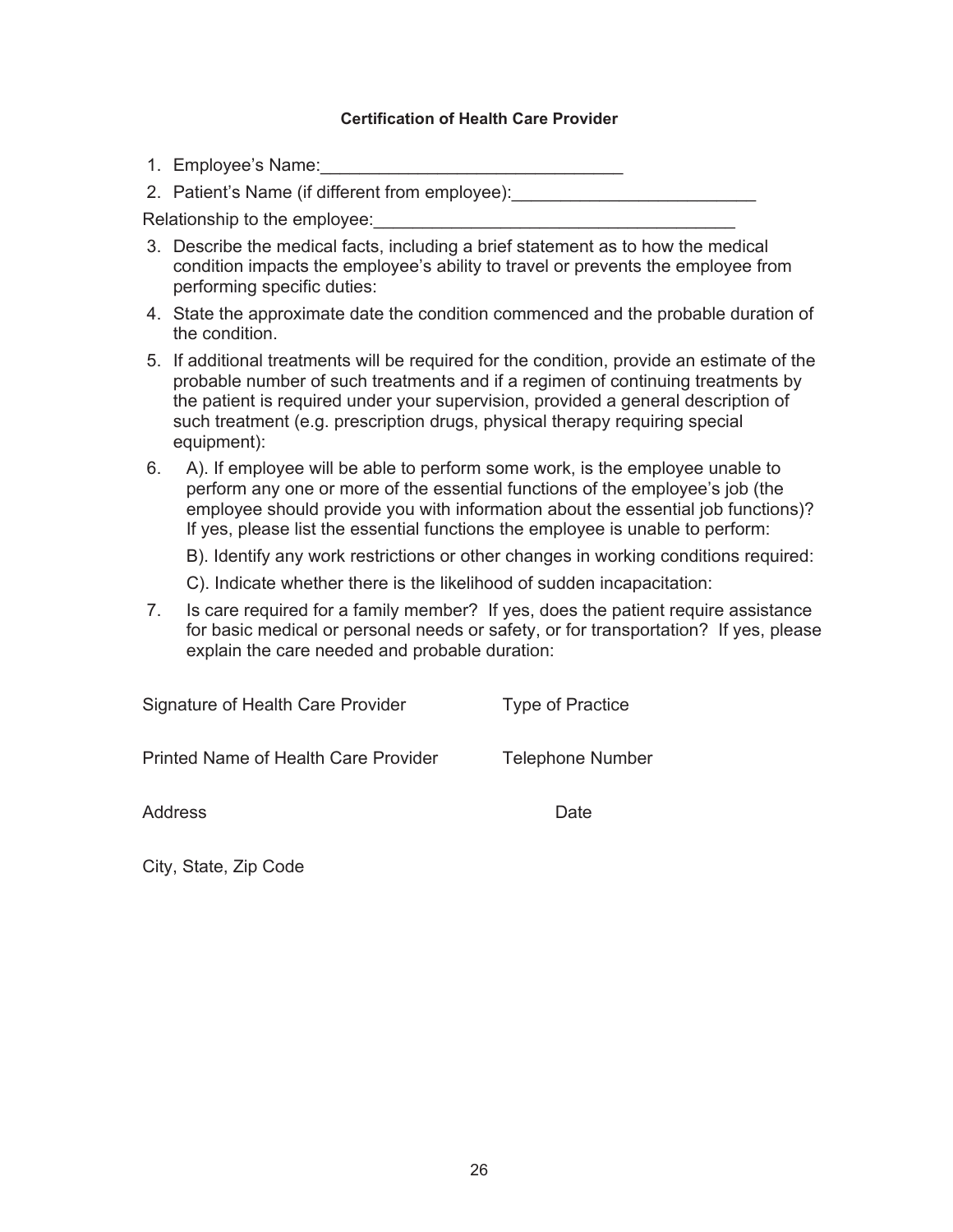**Certification of Health Care Provider**

1. Employee's Name:_______________________________
2. Patient's Name (if different from employee):_________________________

Relationship to the employee:_____________________________________

3. Describe the medical facts, including a brief statement as to how the medical condition impacts the employee's ability to travel or prevents the employee from performing specific duties:
4. State the approximate date the condition commenced and the probable duration of the condition.
5. If additional treatments will be required for the condition, provide an estimate of the probable number of such treatments and if a regimen of continuing treatments by the patient is required under your supervision, provided a general description of such treatment (e.g. prescription drugs, physical therapy requiring special equipment):
6. A). If employee will be able to perform some work, is the employee unable to perform any one or more of the essential functions of the employee's job (the employee should provide you with information about the essential job functions)? If yes, please list the essential functions the employee is unable to perform:

   B). Identify any work restrictions or other changes in working conditions required:

   C). Indicate whether there is the likelihood of sudden incapacitation:
7. Is care required for a family member? If yes, does the patient require assistance for basic medical or personal needs or safety, or for transportation? If yes, please explain the care needed and probable duration:

Signature of Health Care Provider　　　　Type of Practice

Printed Name of Health Care Provider　　　　Telephone Number

Address　　　　Date

City, State, Zip Code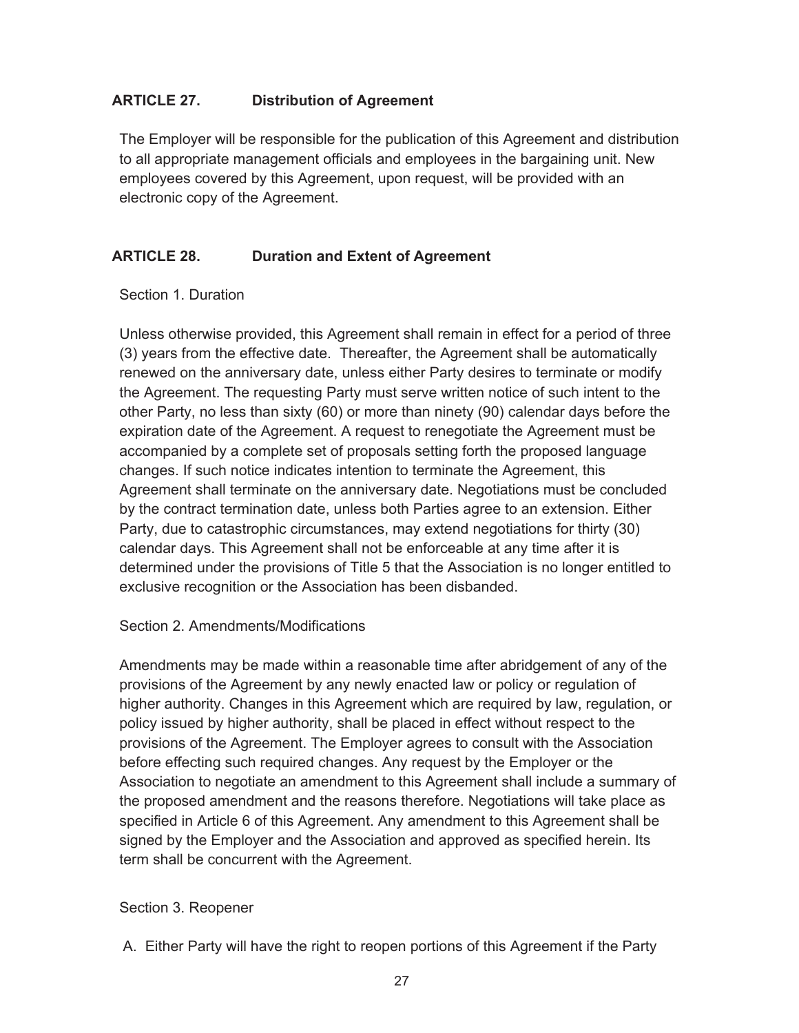## ARTICLE 27. Distribution of Agreement

The Employer will be responsible for the publication of this Agreement and distribution to all appropriate management officials and employees in the bargaining unit. New employees covered by this Agreement, upon request, will be provided with an electronic copy of the Agreement.

## ARTICLE 28. Duration and Extent of Agreement

Section 1. Duration

Unless otherwise provided, this Agreement shall remain in effect for a period of three (3) years from the effective date. Thereafter, the Agreement shall be automatically renewed on the anniversary date, unless either Party desires to terminate or modify the Agreement. The requesting Party must serve written notice of such intent to the other Party, no less than sixty (60) or more than ninety (90) calendar days before the expiration date of the Agreement. A request to renegotiate the Agreement must be accompanied by a complete set of proposals setting forth the proposed language changes. If such notice indicates intention to terminate the Agreement, this Agreement shall terminate on the anniversary date. Negotiations must be concluded by the contract termination date, unless both Parties agree to an extension. Either Party, due to catastrophic circumstances, may extend negotiations for thirty (30) calendar days. This Agreement shall not be enforceable at any time after it is determined under the provisions of Title 5 that the Association is no longer entitled to exclusive recognition or the Association has been disbanded.

Section 2. Amendments/Modifications

Amendments may be made within a reasonable time after abridgement of any of the provisions of the Agreement by any newly enacted law or policy or regulation of higher authority. Changes in this Agreement which are required by law, regulation, or policy issued by higher authority, shall be placed in effect without respect to the provisions of the Agreement. The Employer agrees to consult with the Association before effecting such required changes. Any request by the Employer or the Association to negotiate an amendment to this Agreement shall include a summary of the proposed amendment and the reasons therefore. Negotiations will take place as specified in Article 6 of this Agreement. Any amendment to this Agreement shall be signed by the Employer and the Association and approved as specified herein. Its term shall be concurrent with the Agreement.

Section 3. Reopener

A. Either Party will have the right to reopen portions of this Agreement if the Party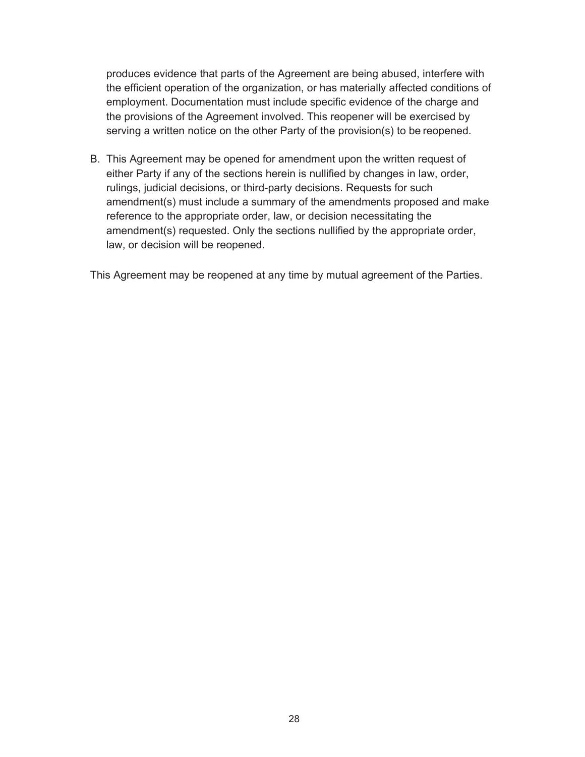produces evidence that parts of the Agreement are being abused, interfere with the efficient operation of the organization, or has materially affected conditions of employment. Documentation must include specific evidence of the charge and the provisions of the Agreement involved. This reopener will be exercised by serving a written notice on the other Party of the provision(s) to be reopened.

B. This Agreement may be opened for amendment upon the written request of either Party if any of the sections herein is nullified by changes in law, order, rulings, judicial decisions, or third-party decisions. Requests for such amendment(s) must include a summary of the amendments proposed and make reference to the appropriate order, law, or decision necessitating the amendment(s) requested. Only the sections nullified by the appropriate order, law, or decision will be reopened.

This Agreement may be reopened at any time by mutual agreement of the Parties.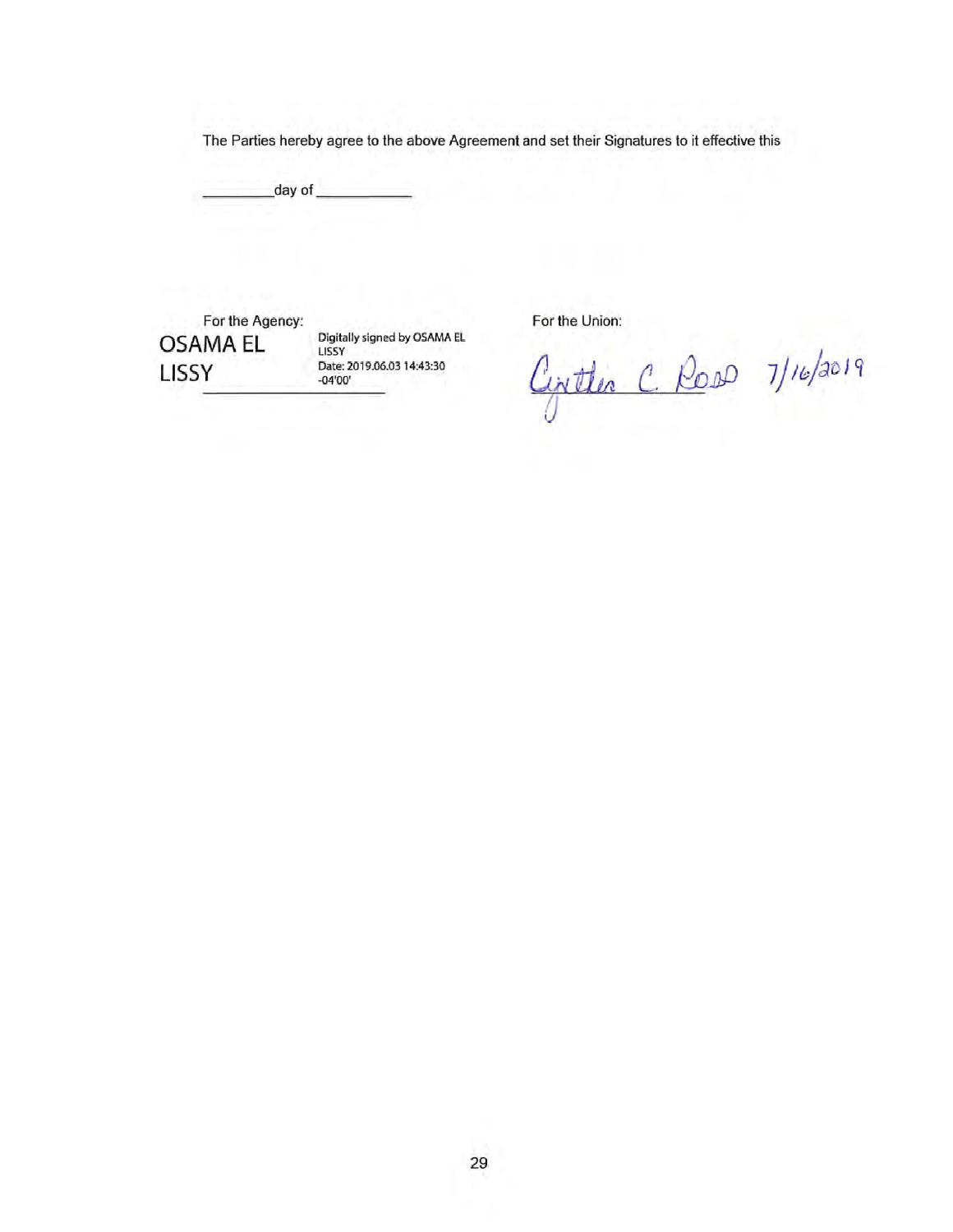The Parties hereby agree to the above Agreement and set their Signatures to it effective this

________day of ___________

For the Agency:

OSAMA EL LISSY

Digitally signed by OSAMA EL LISSY
Date: 2019.06.03 14:43:30 -04'00'

For the Union:

Cynthia C. Ross 7/16/2019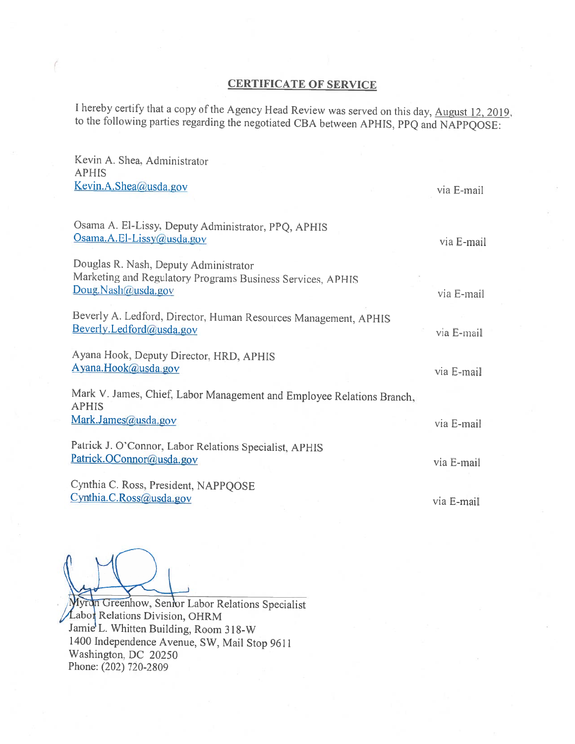# CERTIFICATE OF SERVICE

I hereby certify that a copy of the Agency Head Review was served on this day, August 12, 2019, to the following parties regarding the negotiated CBA between APHIS, PPQ and NAPPQOSE:

Kevin A. Shea, Administrator
APHIS
Kevin.A.Shea@usda.gov — via E-mail

Osama A. El-Lissy, Deputy Administrator, PPQ, APHIS
Osama.A.El-Lissy@usda.gov — via E-mail

Douglas R. Nash, Deputy Administrator
Marketing and Regulatory Programs Business Services, APHIS
Doug.Nash@usda.gov — via E-mail

Beverly A. Ledford, Director, Human Resources Management, APHIS
Beverly.Ledford@usda.gov — via E-mail

Ayana Hook, Deputy Director, HRD, APHIS
Ayana.Hook@usda.gov — via E-mail

Mark V. James, Chief, Labor Management and Employee Relations Branch, APHIS
Mark.James@usda.gov — via E-mail

Patrick J. O'Connor, Labor Relations Specialist, APHIS
Patrick.OConnor@usda.gov — via E-mail

Cynthia C. Ross, President, NAPPQOSE
Cynthia.C.Ross@usda.gov — via E-mail

Myron Greenhow, Senior Labor Relations Specialist
Labor Relations Division, OHRM
Jamie L. Whitten Building, Room 318-W
1400 Independence Avenue, SW, Mail Stop 9611
Washington, DC 20250
Phone: (202) 720-2809